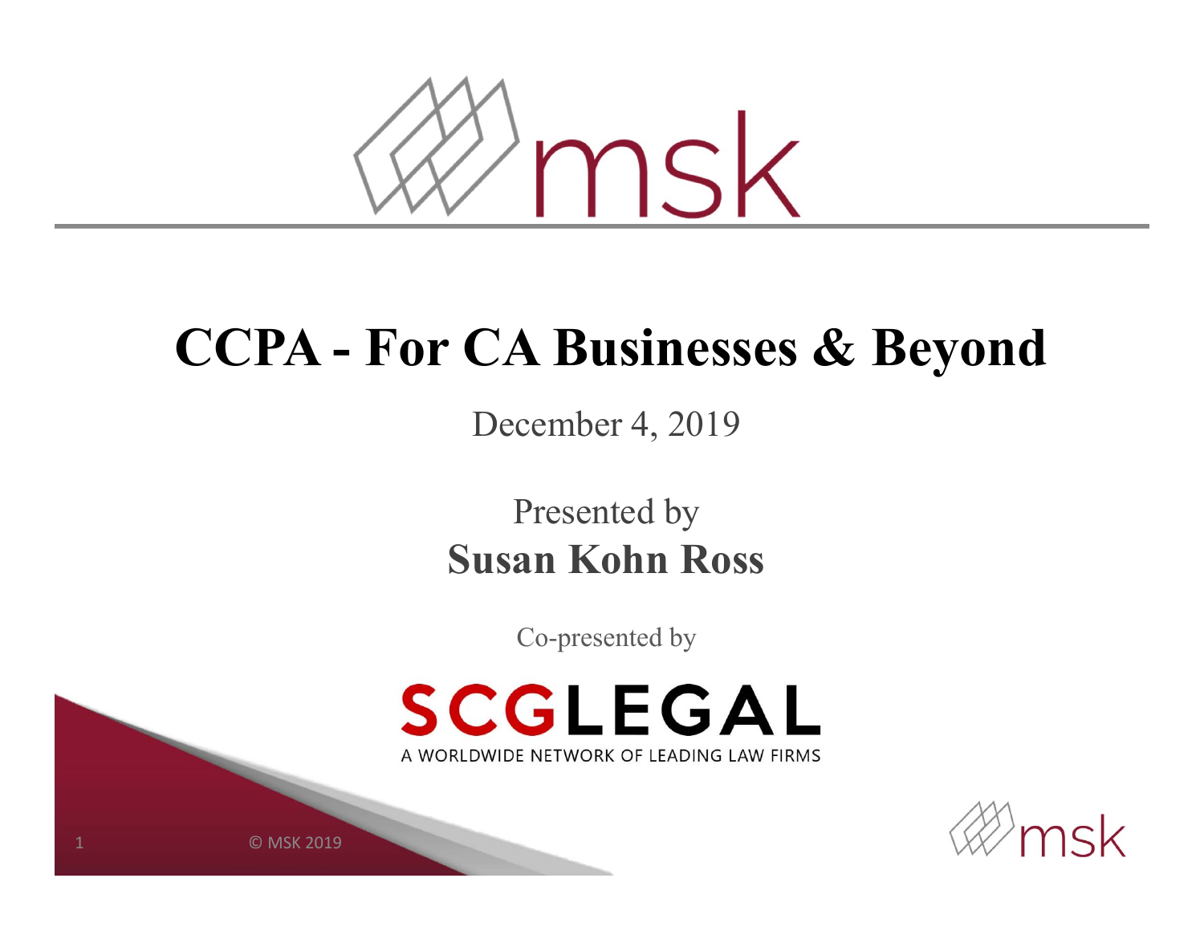# CCPA - For CA Businesses & Beyond

December 4, 2019

Presented by

**Susan Kohn Ross**

Co-presented by

SCGLEGAL

A WORLDWIDE NETWORK OF LEADING LAW FIRMS

© MSK 2019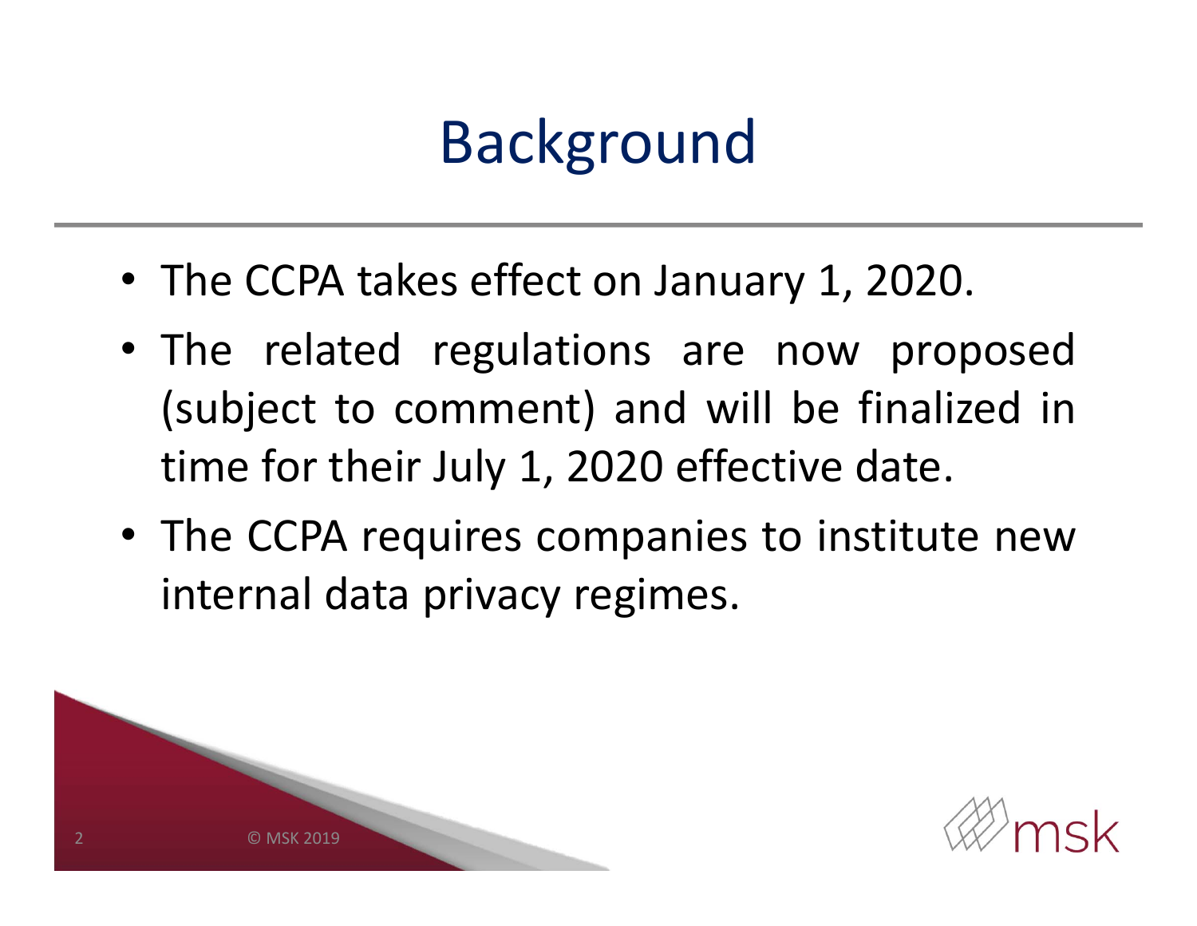# Background

- The CCPA takes effect on January 1, 2020.
- The related regulations are now proposed (subject to comment) and will be finalized in time for their July 1, 2020 effective date.
- The CCPA requires companies to institute new internal data privacy regimes.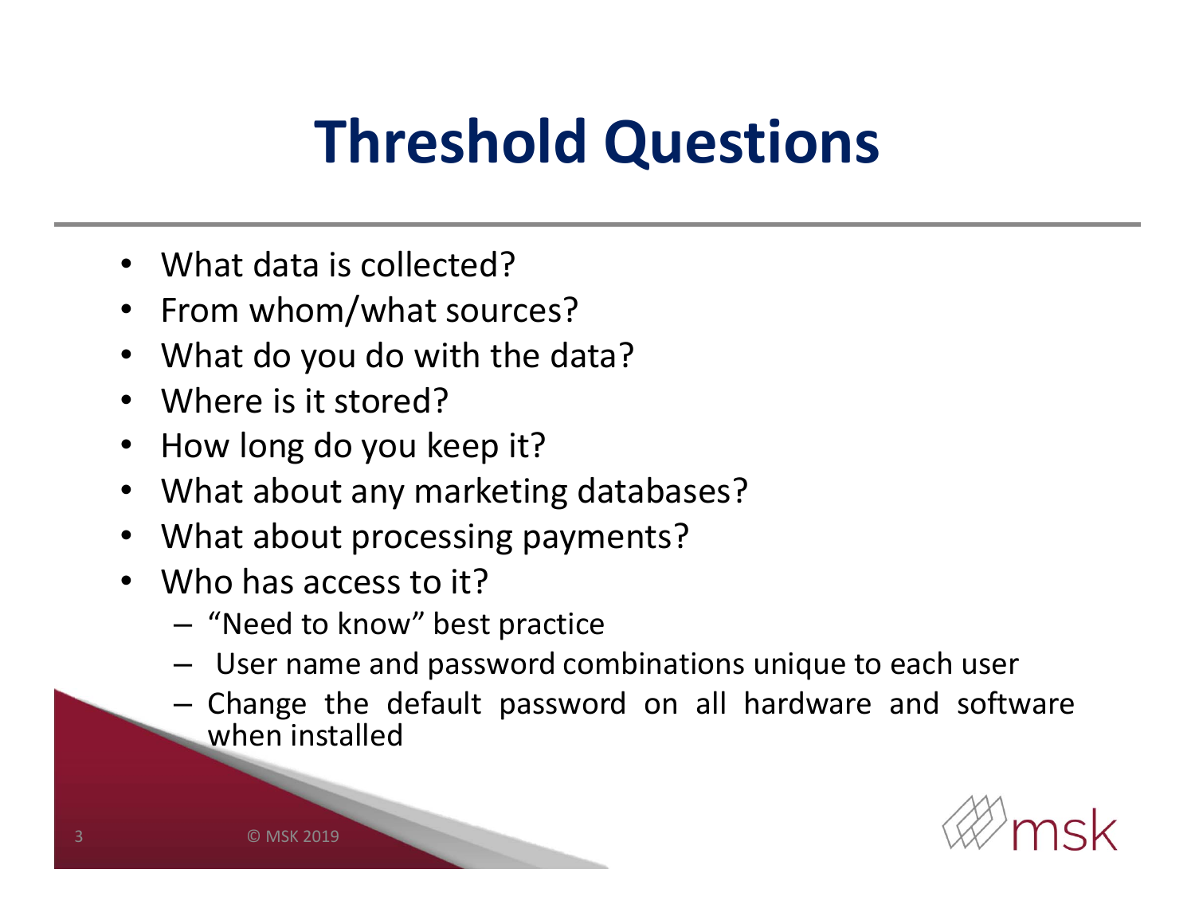# Threshold Questions

- What data is collected?
- From whom/what sources?
- What do you do with the data?
- Where is it stored?
- How long do you keep it?
- What about any marketing databases?
- What about processing payments?
- Who has access to it?
  - "Need to know" best practice
  - User name and password combinations unique to each user
  - Change the default password on all hardware and software when installed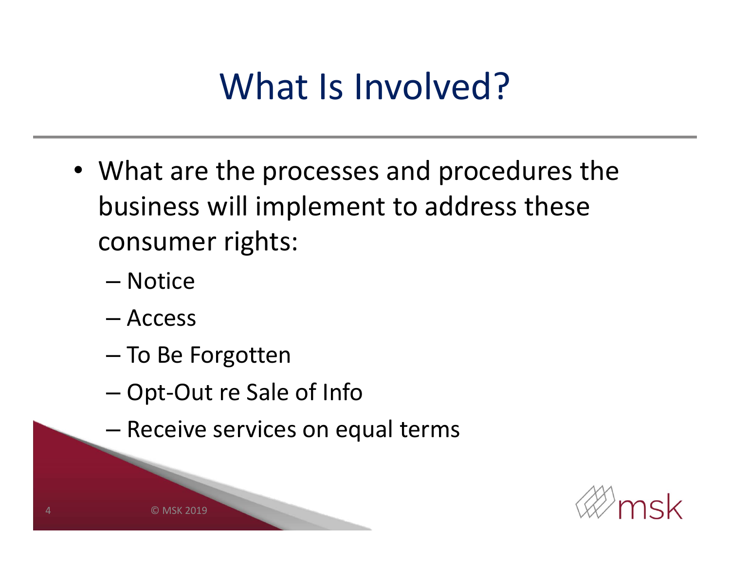# What Is Involved?

- What are the processes and procedures the business will implement to address these consumer rights:
  - Notice
  - Access
  - To Be Forgotten
  - Opt-Out re Sale of Info
  - Receive services on equal terms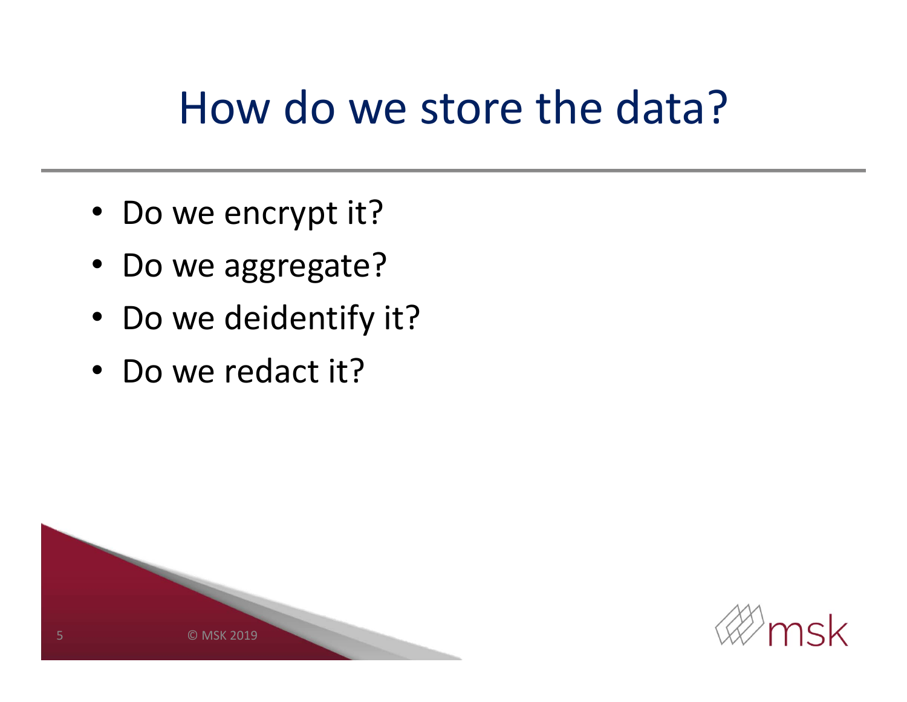# How do we store the data?

- Do we encrypt it?
- Do we aggregate?
- Do we deidentify it?
- Do we redact it?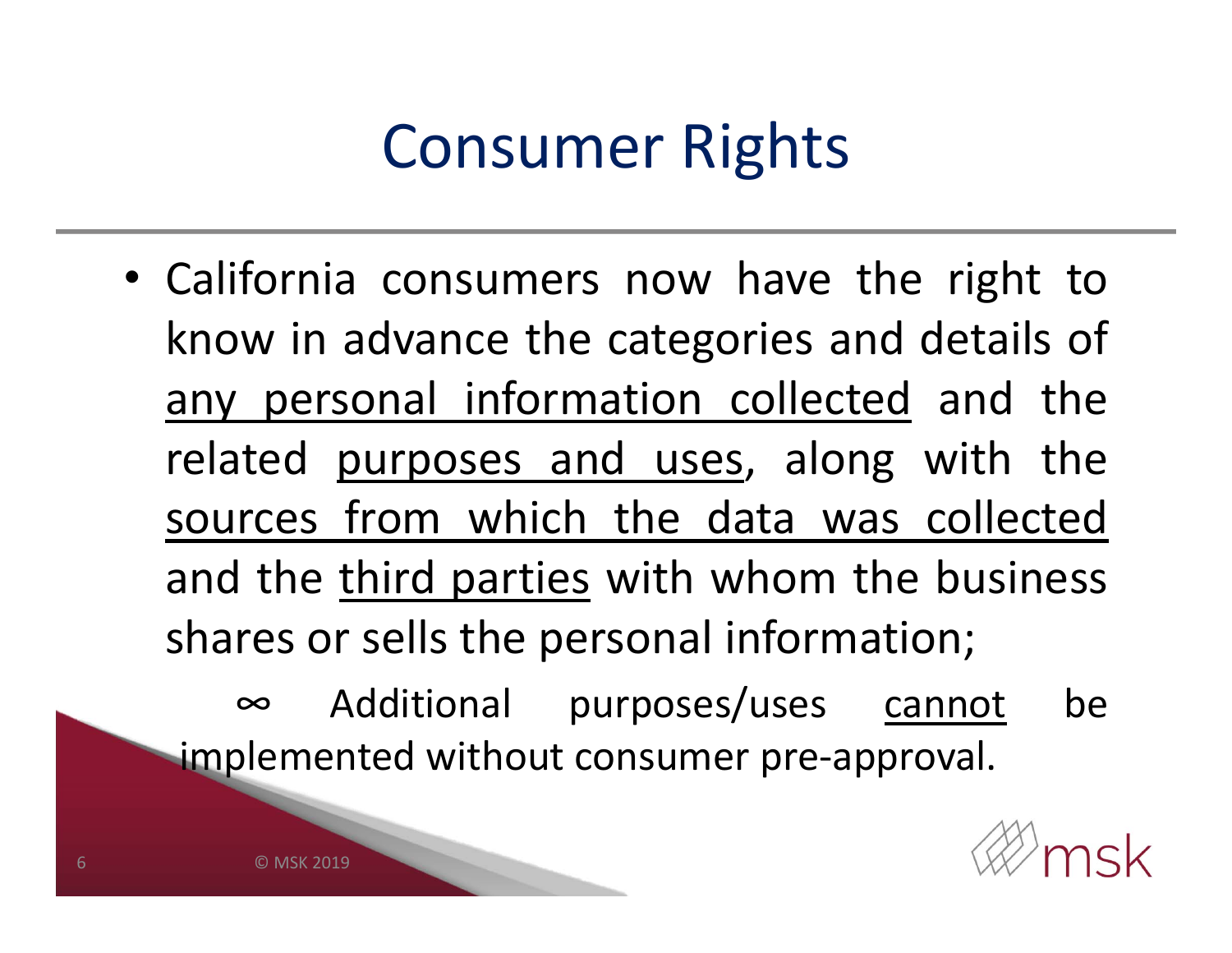# Consumer Rights

- California consumers now have the right to know in advance the categories and details of <u>any personal information collected</u> and the related <u>purposes and uses</u>, along with the <u>sources from which the data was collected</u> and the <u>third parties</u> with whom the business shares or sells the personal information;
  - ∞ Additional purposes/uses <u>cannot</u> be implemented without consumer pre-approval.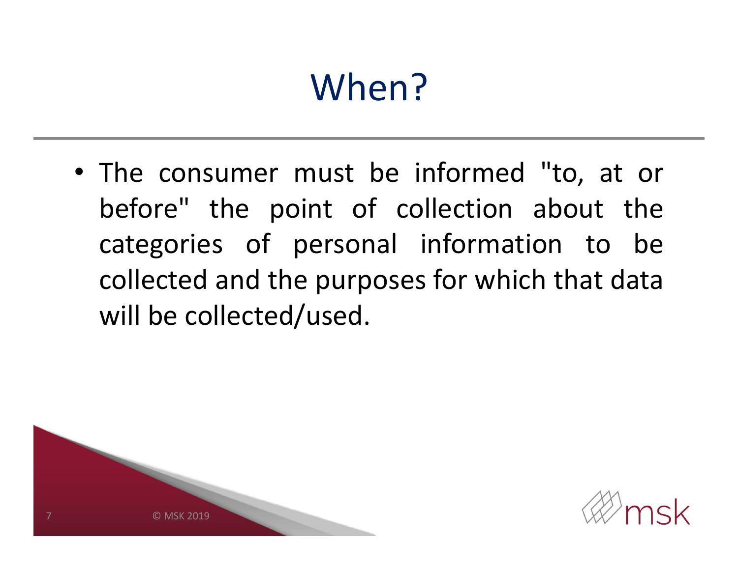# When?

- The consumer must be informed "to, at or before" the point of collection about the categories of personal information to be collected and the purposes for which that data will be collected/used.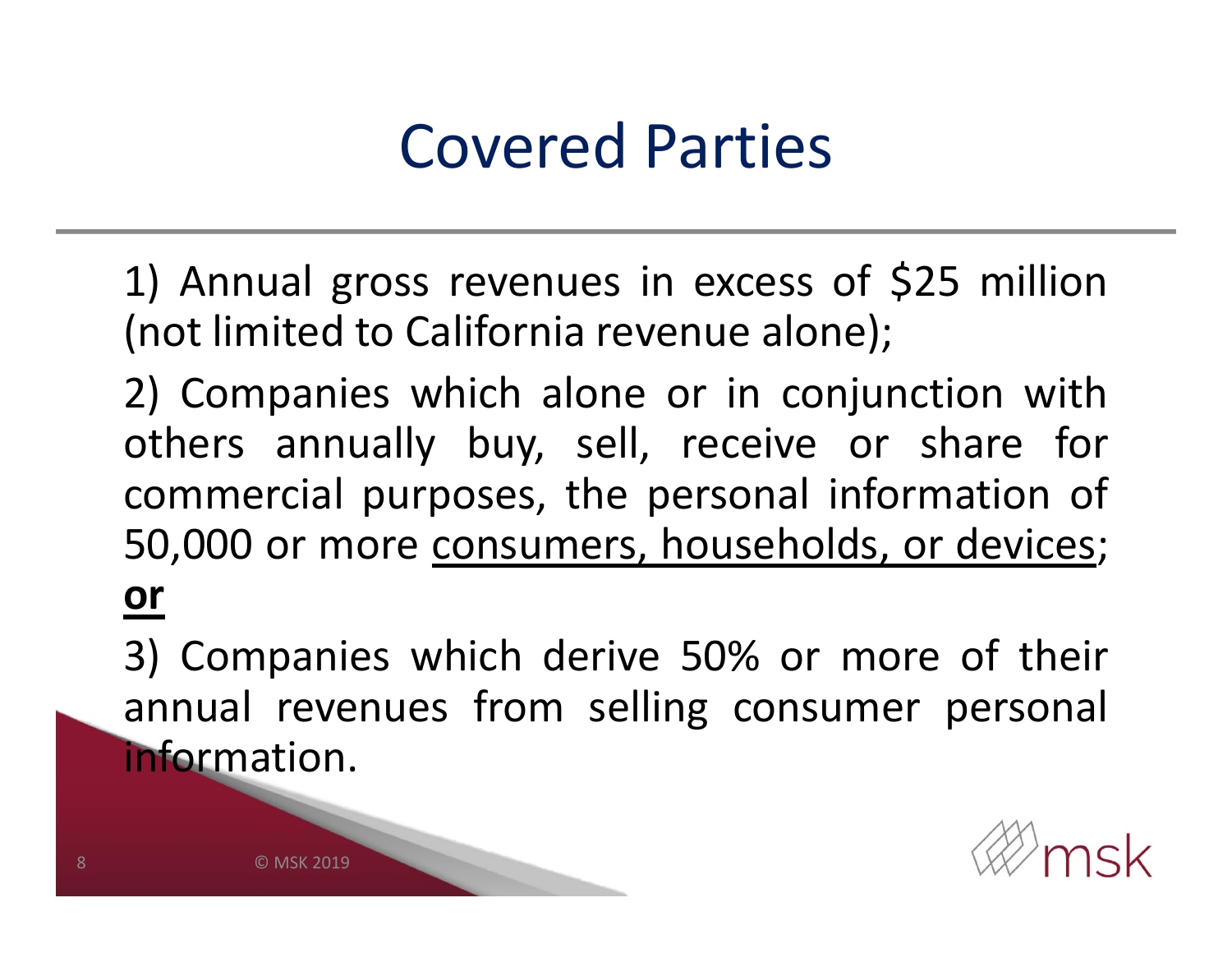# Covered Parties

1) Annual gross revenues in excess of $25 million (not limited to California revenue alone);

2) Companies which alone or in conjunction with others annually buy, sell, receive or share for commercial purposes, the personal information of 50,000 or more <u>consumers, households, or devices</u>; **<u>or</u>**

3) Companies which derive 50% or more of their annual revenues from selling consumer personal information.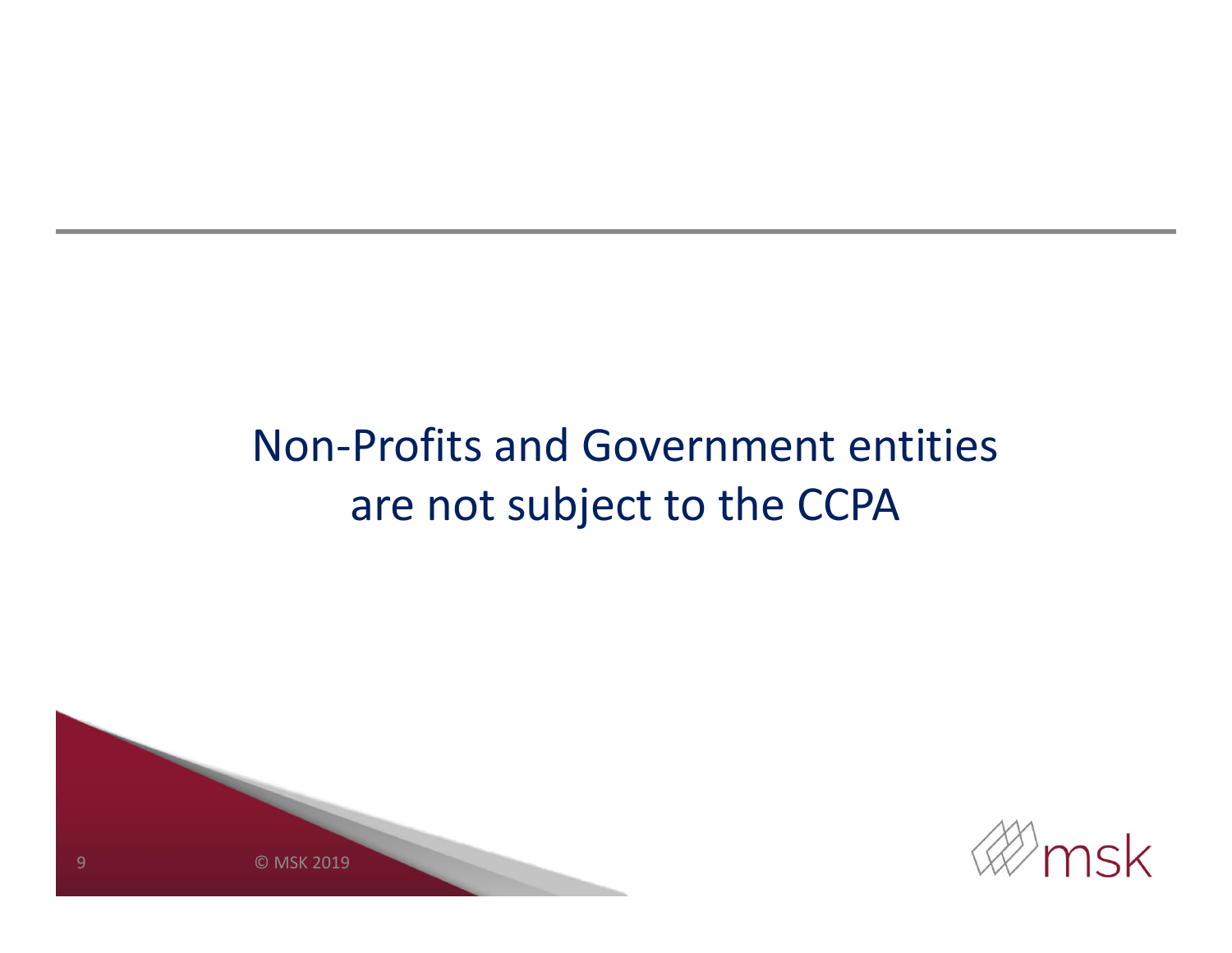Non-Profits and Government entities are not subject to the CCPA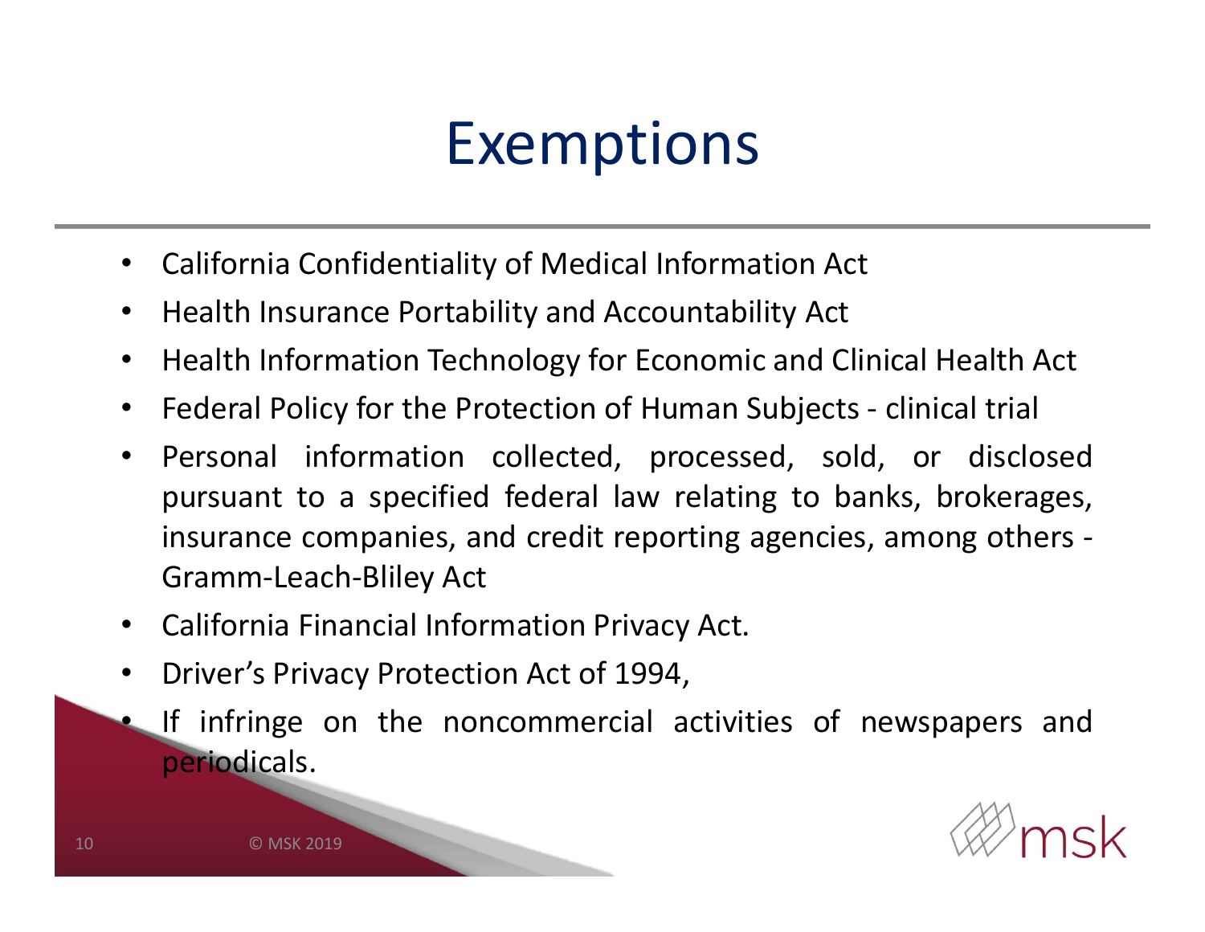# Exemptions

- California Confidentiality of Medical Information Act
- Health Insurance Portability and Accountability Act
- Health Information Technology for Economic and Clinical Health Act
- Federal Policy for the Protection of Human Subjects - clinical trial
- Personal information collected, processed, sold, or disclosed pursuant to a specified federal law relating to banks, brokerages, insurance companies, and credit reporting agencies, among others - Gramm-Leach-Bliley Act
- California Financial Information Privacy Act.
- Driver's Privacy Protection Act of 1994,
- If infringe on the noncommercial activities of newspapers and periodicals.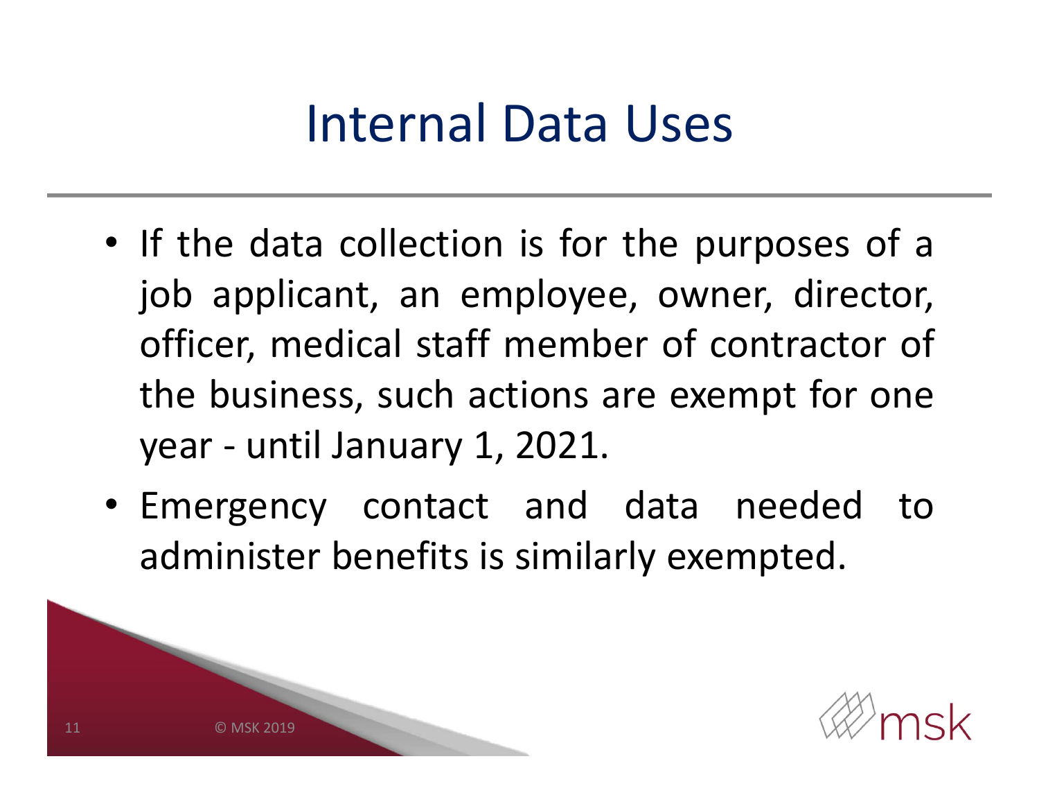# Internal Data Uses

- If the data collection is for the purposes of a job applicant, an employee, owner, director, officer, medical staff member of contractor of the business, such actions are exempt for one year - until January 1, 2021.
- Emergency contact and data needed to administer benefits is similarly exempted.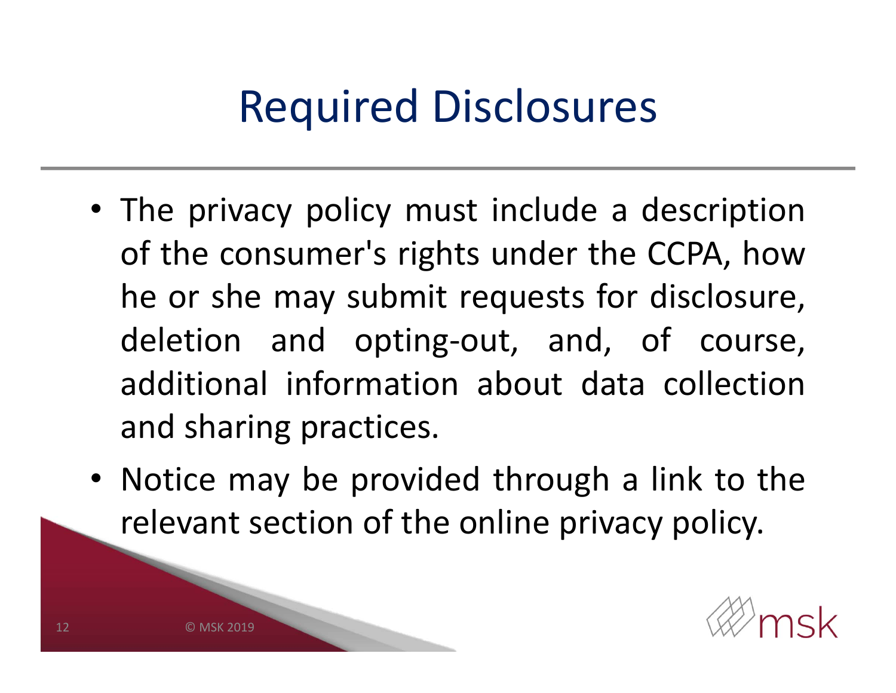# Required Disclosures

- The privacy policy must include a description of the consumer's rights under the CCPA, how he or she may submit requests for disclosure, deletion and opting-out, and, of course, additional information about data collection and sharing practices.
- Notice may be provided through a link to the relevant section of the online privacy policy.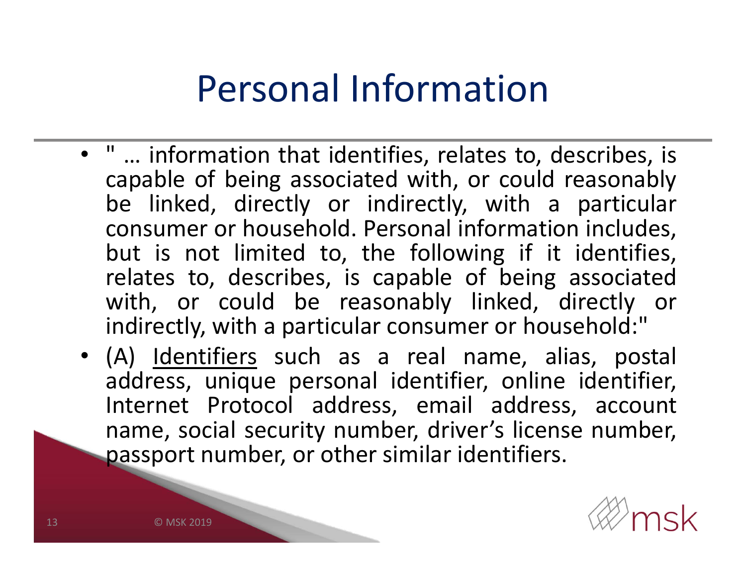# Personal Information

- " … information that identifies, relates to, describes, is capable of being associated with, or could reasonably be linked, directly or indirectly, with a particular consumer or household. Personal information includes, but is not limited to, the following if it identifies, relates to, describes, is capable of being associated with, or could be reasonably linked, directly or indirectly, with a particular consumer or household:"
- (A) <u>Identifiers</u> such as a real name, alias, postal address, unique personal identifier, online identifier, Internet Protocol address, email address, account name, social security number, driver's license number, passport number, or other similar identifiers.

© MSK 2019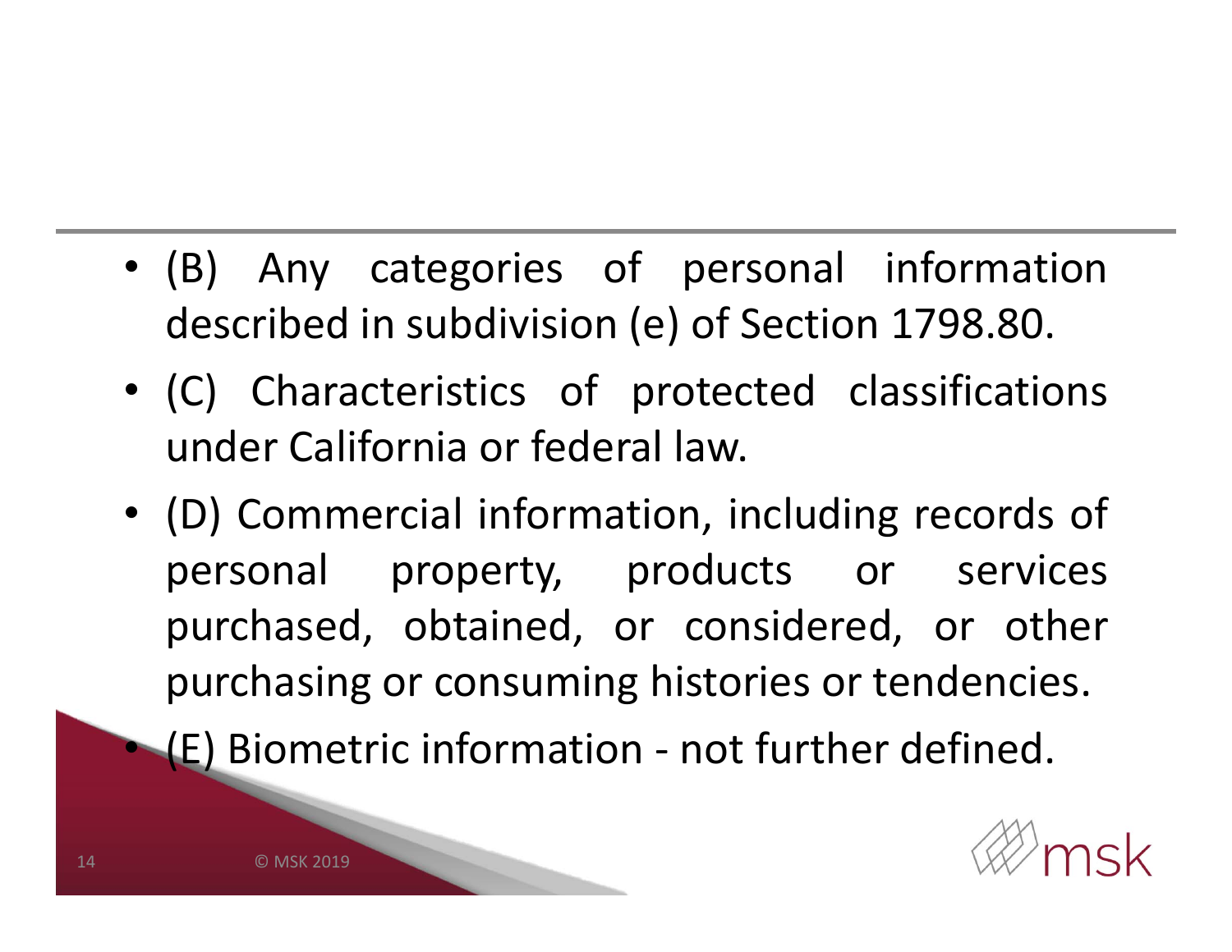- (B) Any categories of personal information described in subdivision (e) of Section 1798.80.
- (C) Characteristics of protected classifications under California or federal law.
- (D) Commercial information, including records of personal property, products or services purchased, obtained, or considered, or other purchasing or consuming histories or tendencies.
- (E) Biometric information - not further defined.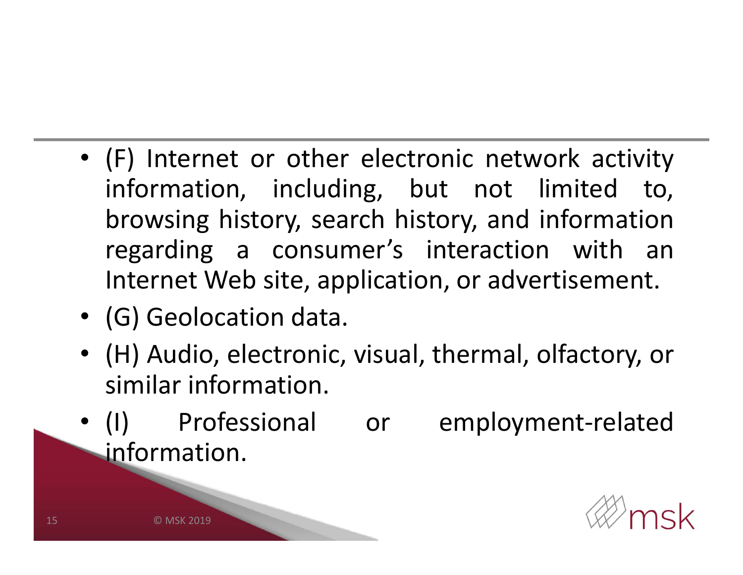- (F) Internet or other electronic network activity information, including, but not limited to, browsing history, search history, and information regarding a consumer's interaction with an Internet Web site, application, or advertisement.
- (G) Geolocation data.
- (H) Audio, electronic, visual, thermal, olfactory, or similar information.
- (I) Professional or employment-related information.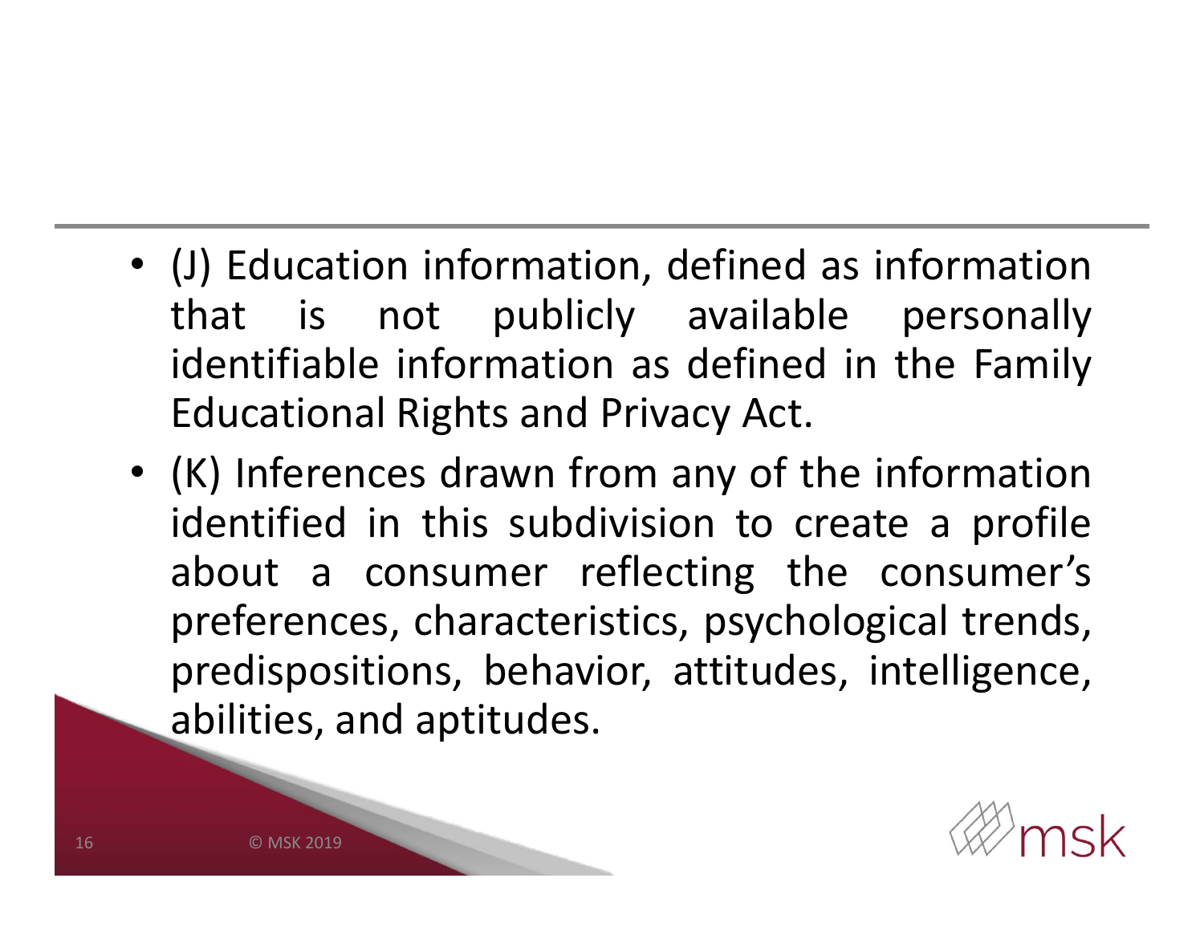- (J) Education information, defined as information that is not publicly available personally identifiable information as defined in the Family Educational Rights and Privacy Act.
- (K) Inferences drawn from any of the information identified in this subdivision to create a profile about a consumer reflecting the consumer's preferences, characteristics, psychological trends, predispositions, behavior, attitudes, intelligence, abilities, and aptitudes.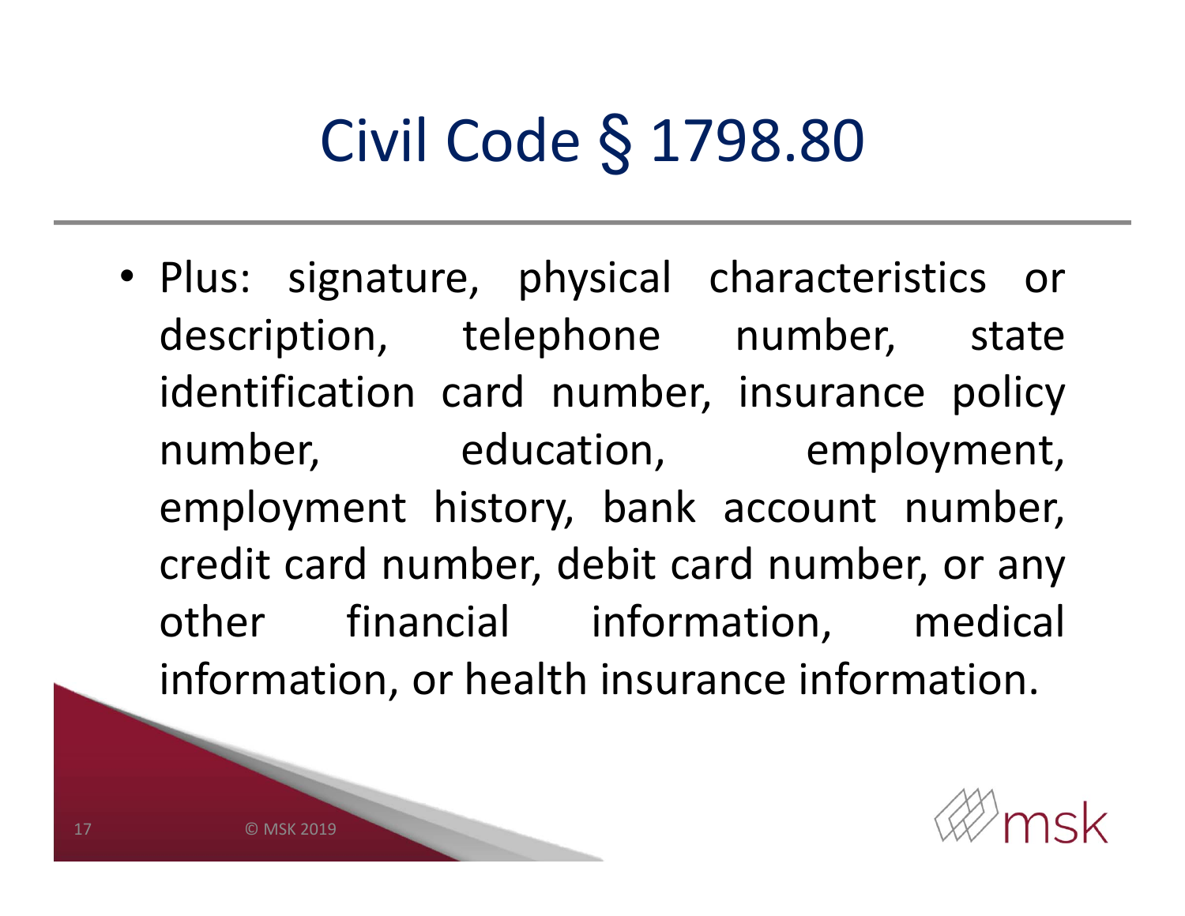# Civil Code § 1798.80

- Plus: signature, physical characteristics or description, telephone number, state identification card number, insurance policy number, education, employment, employment history, bank account number, credit card number, debit card number, or any other financial information, medical information, or health insurance information.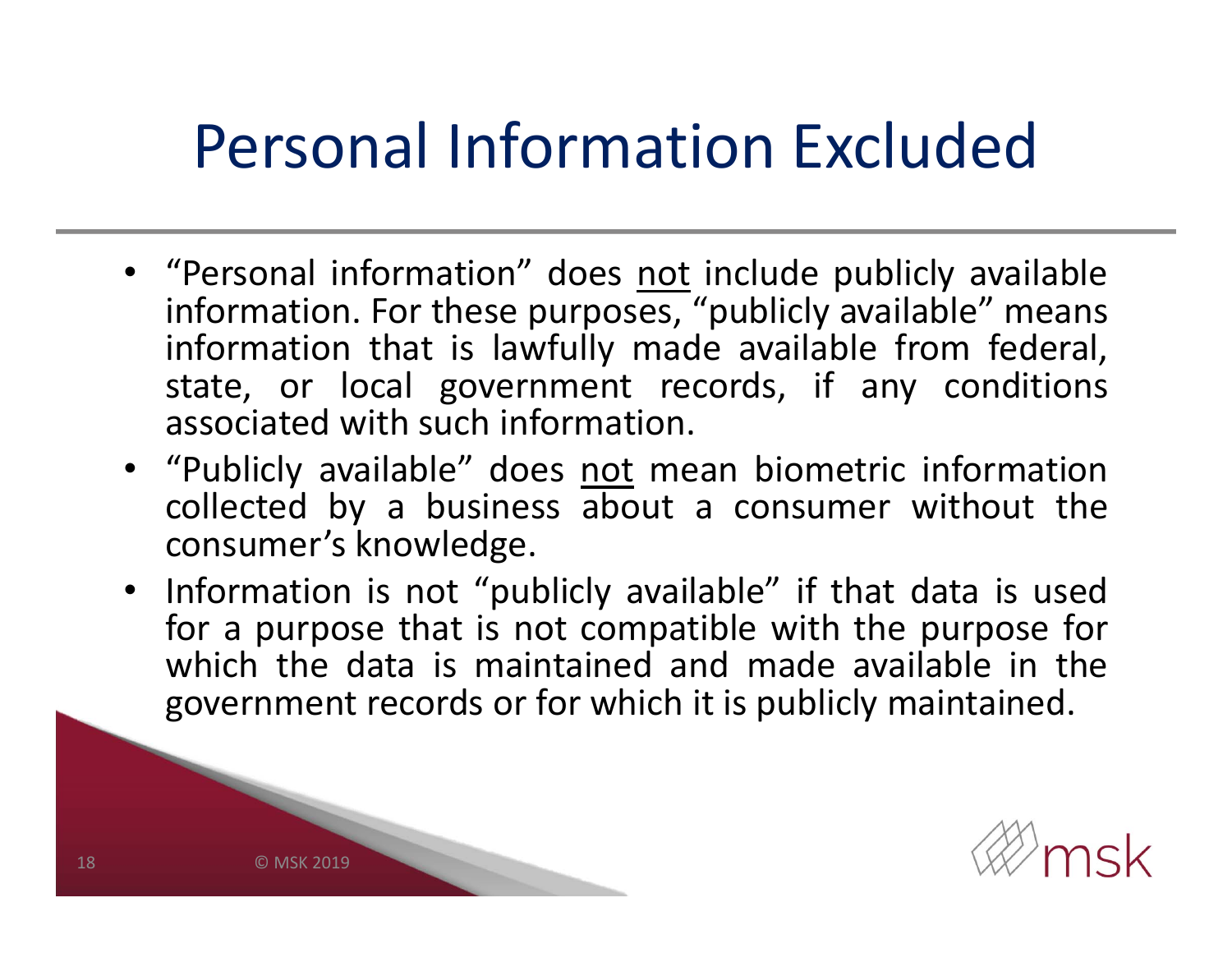# Personal Information Excluded

- "Personal information" does <u>not</u> include publicly available information. For these purposes, "publicly available" means information that is lawfully made available from federal, state, or local government records, if any conditions associated with such information.
- "Publicly available" does <u>not</u> mean biometric information collected by a business about a consumer without the consumer's knowledge.
- Information is not "publicly available" if that data is used for a purpose that is not compatible with the purpose for which the data is maintained and made available in the government records or for which it is publicly maintained.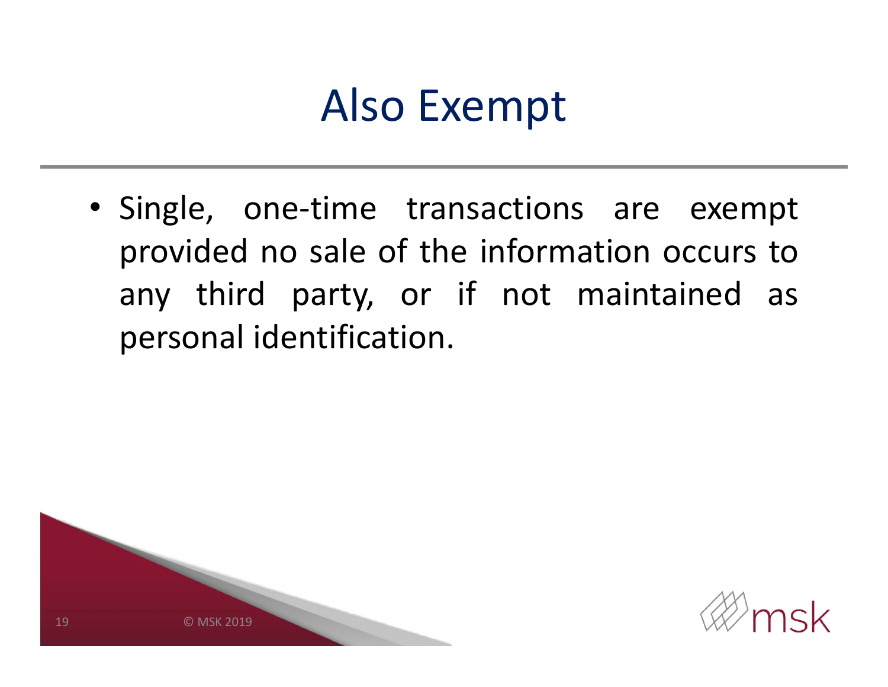# Also Exempt

- Single, one-time transactions are exempt provided no sale of the information occurs to any third party, or if not maintained as personal identification.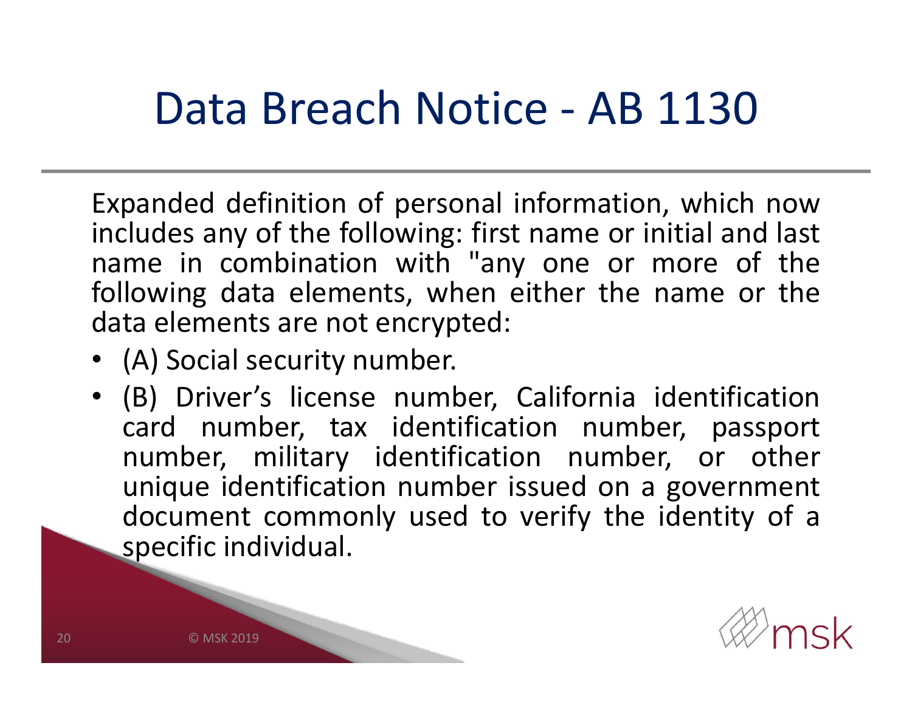# Data Breach Notice - AB 1130

Expanded definition of personal information, which now includes any of the following: first name or initial and last name in combination with "any one or more of the following data elements, when either the name or the data elements are not encrypted:

- (A) Social security number.
- (B) Driver's license number, California identification card number, tax identification number, passport number, military identification number, or other unique identification number issued on a government document commonly used to verify the identity of a specific individual.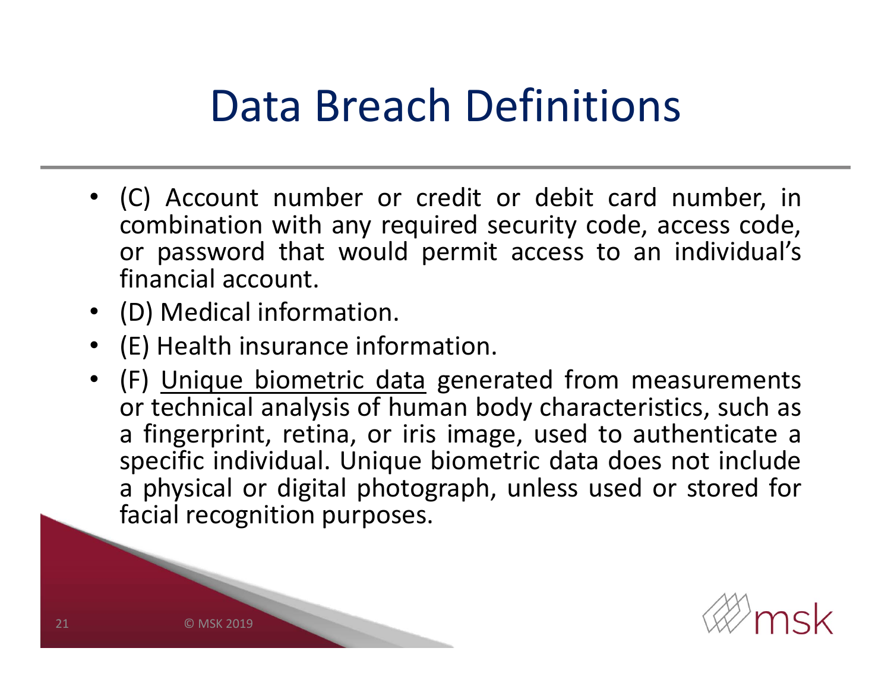# Data Breach Definitions

- (C) Account number or credit or debit card number, in combination with any required security code, access code, or password that would permit access to an individual's financial account.
- (D) Medical information.
- (E) Health insurance information.
- (F) <u>Unique biometric data</u> generated from measurements or technical analysis of human body characteristics, such as a fingerprint, retina, or iris image, used to authenticate a specific individual. Unique biometric data does not include a physical or digital photograph, unless used or stored for facial recognition purposes.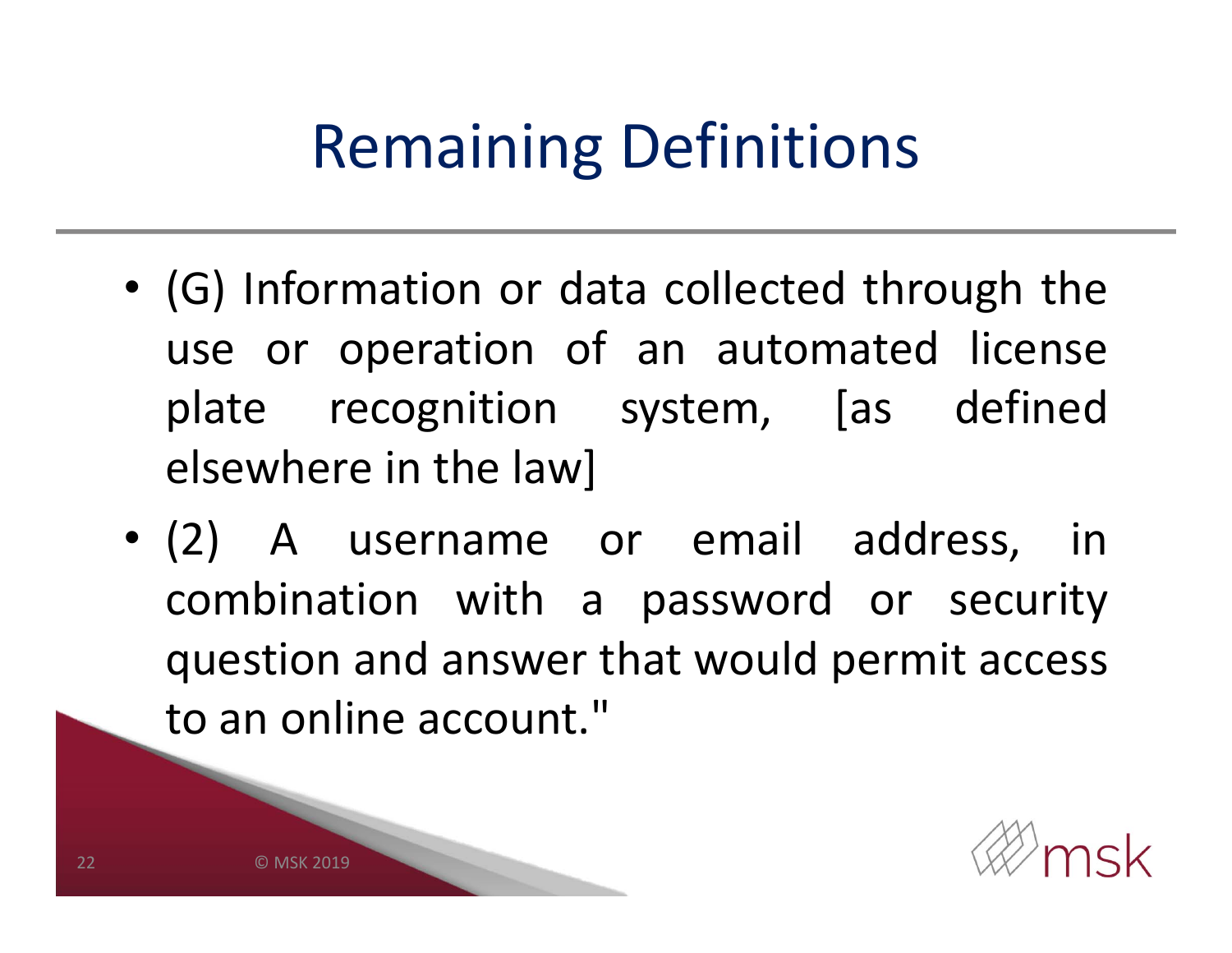# Remaining Definitions

- (G) Information or data collected through the use or operation of an automated license plate recognition system, [as defined elsewhere in the law]
- (2) A username or email address, in combination with a password or security question and answer that would permit access to an online account."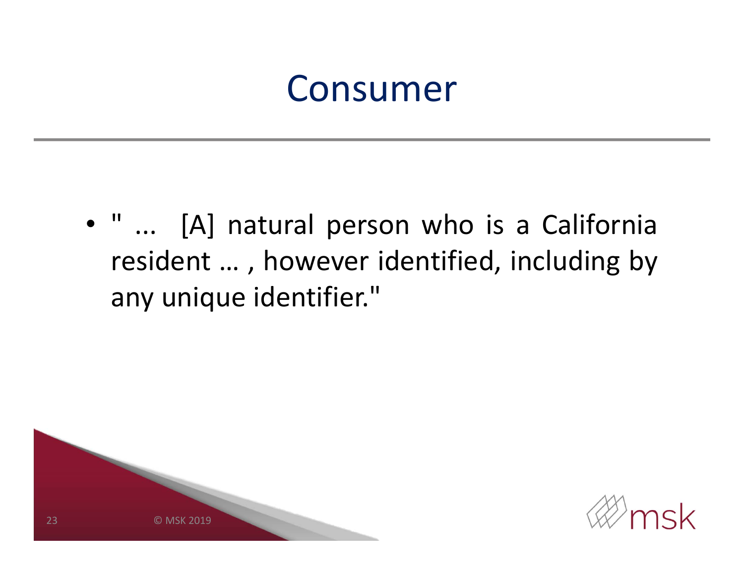# Consumer

- " ...  [A] natural person who is a California resident … , however identified, including by any unique identifier."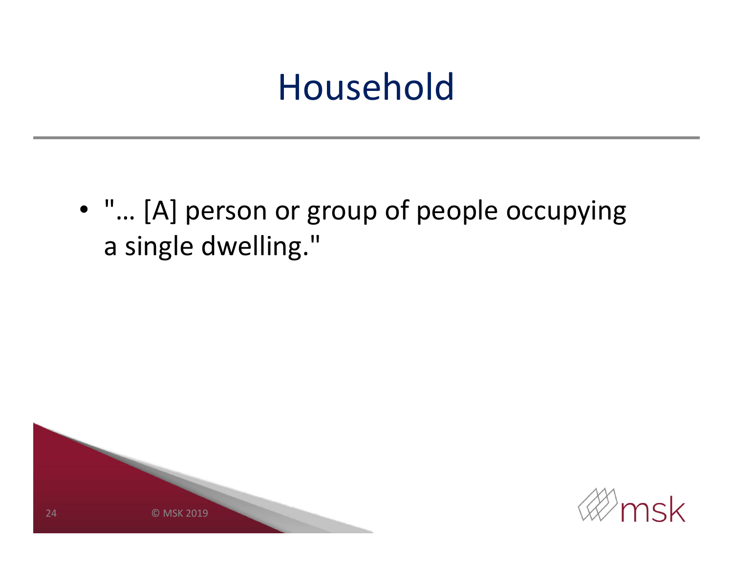# Household

- "… [A] person or group of people occupying a single dwelling."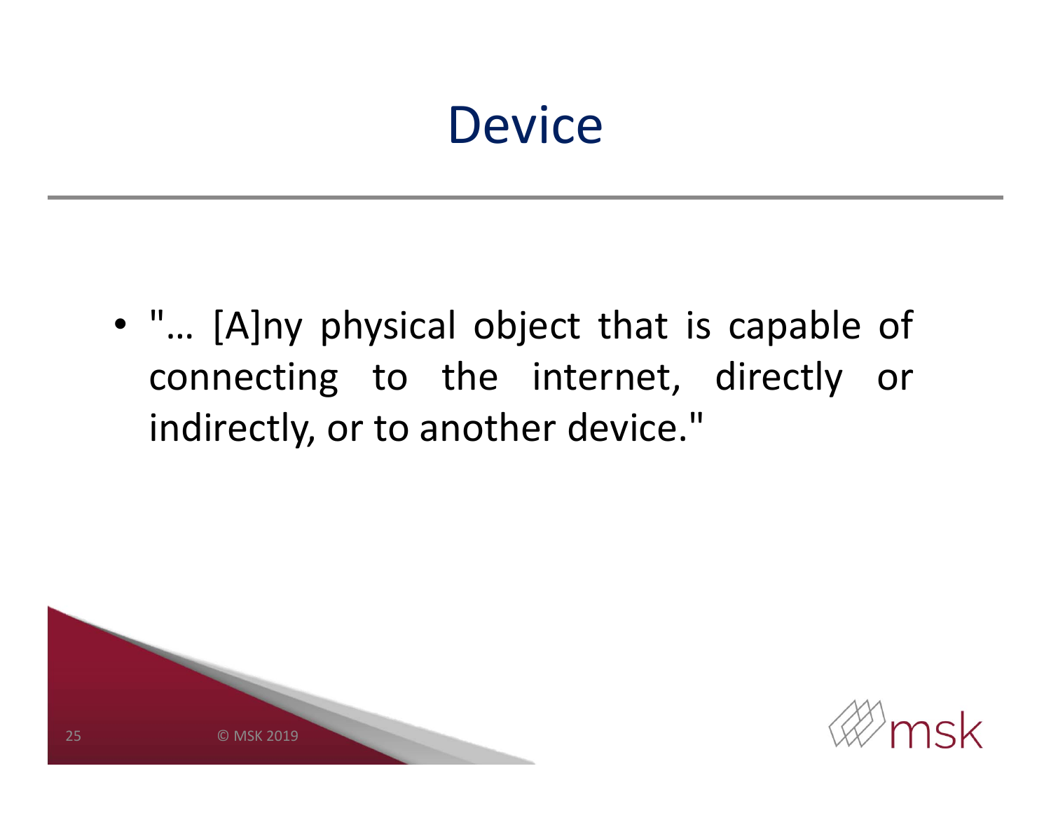# Device

- "… [A]ny physical object that is capable of connecting to the internet, directly or indirectly, or to another device."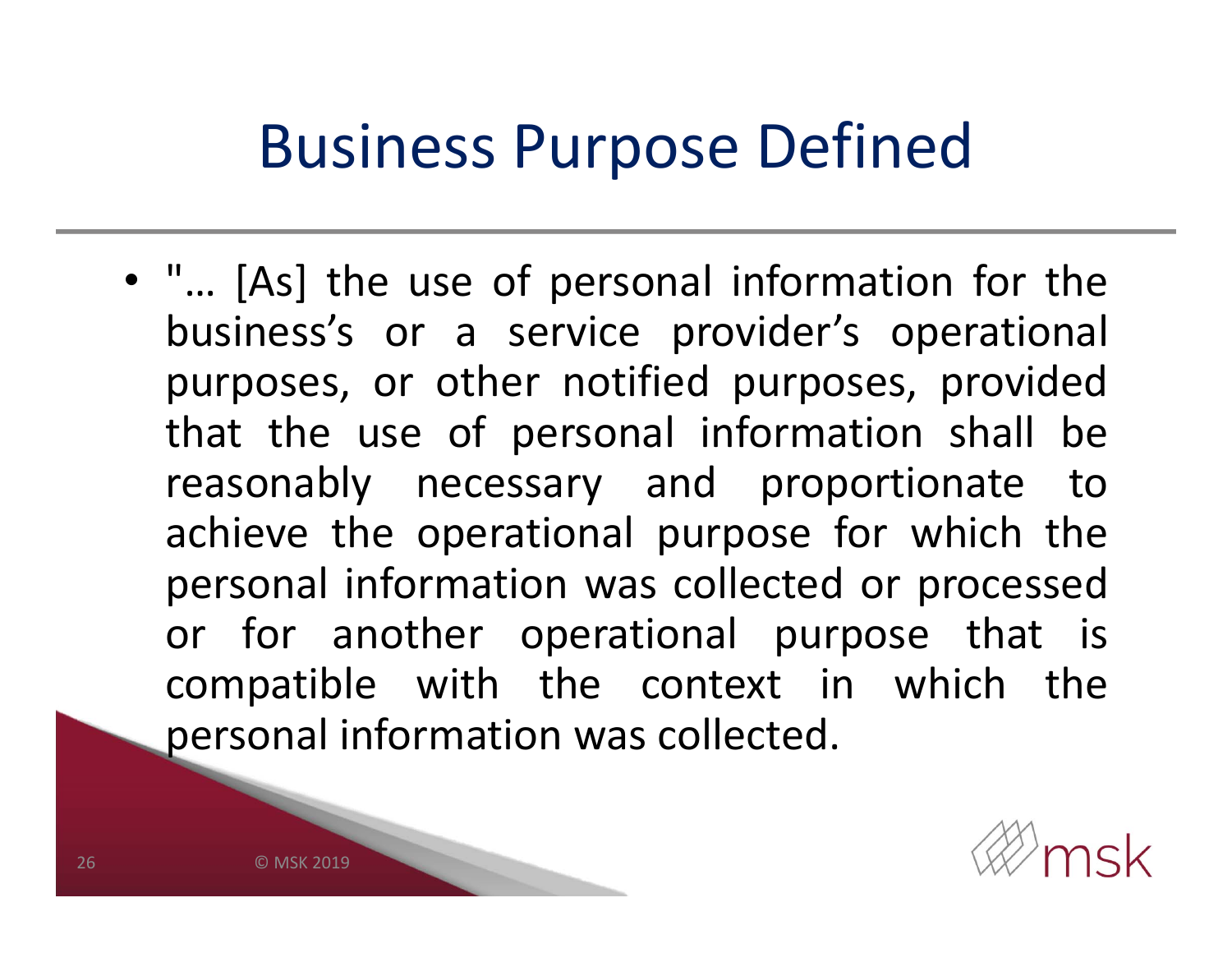# Business Purpose Defined

- "… [As] the use of personal information for the business's or a service provider's operational purposes, or other notified purposes, provided that the use of personal information shall be reasonably necessary and proportionate to achieve the operational purpose for which the personal information was collected or processed or for another operational purpose that is compatible with the context in which the personal information was collected.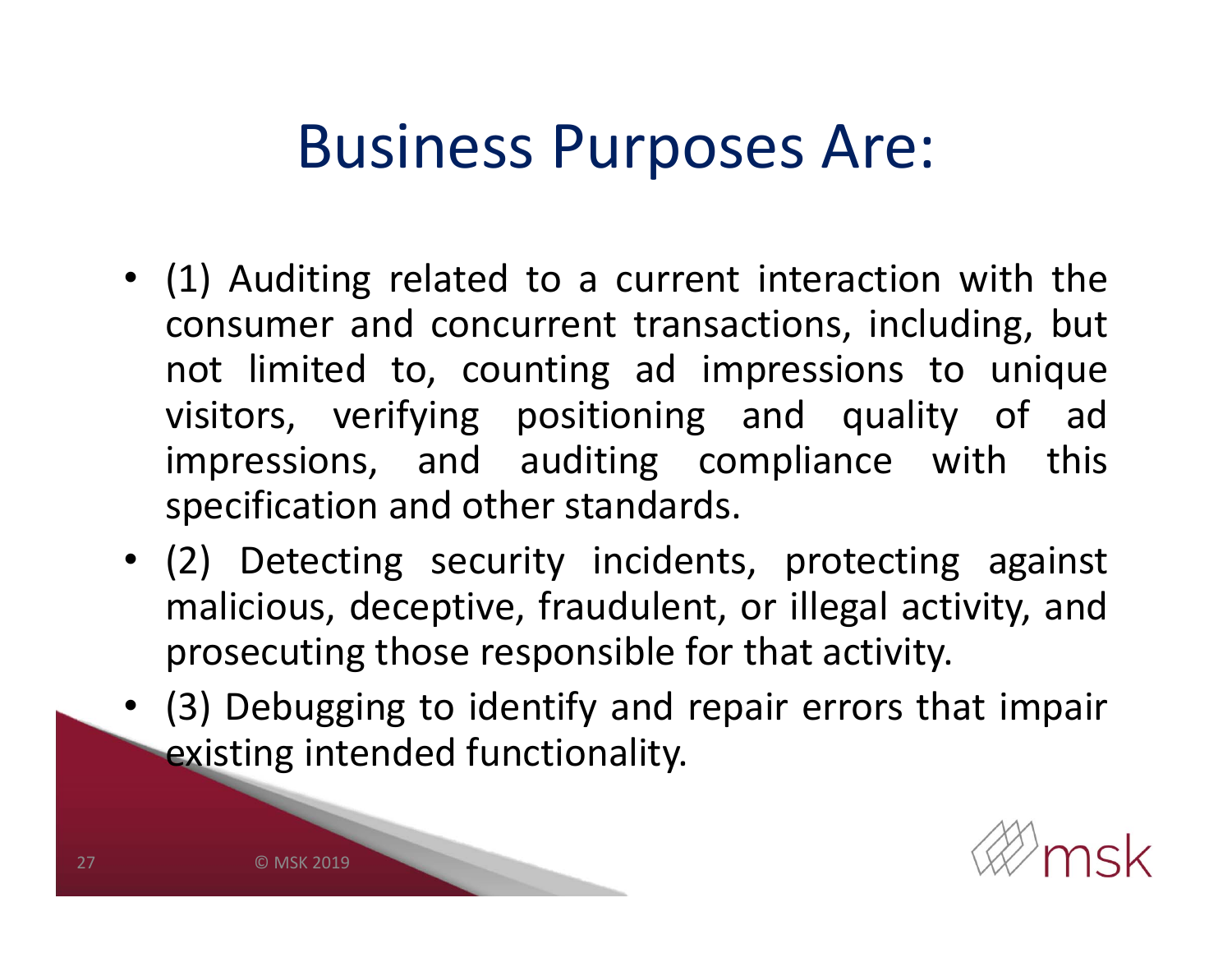# Business Purposes Are:

- (1) Auditing related to a current interaction with the consumer and concurrent transactions, including, but not limited to, counting ad impressions to unique visitors, verifying positioning and quality of ad impressions, and auditing compliance with this specification and other standards.
- (2) Detecting security incidents, protecting against malicious, deceptive, fraudulent, or illegal activity, and prosecuting those responsible for that activity.
- (3) Debugging to identify and repair errors that impair existing intended functionality.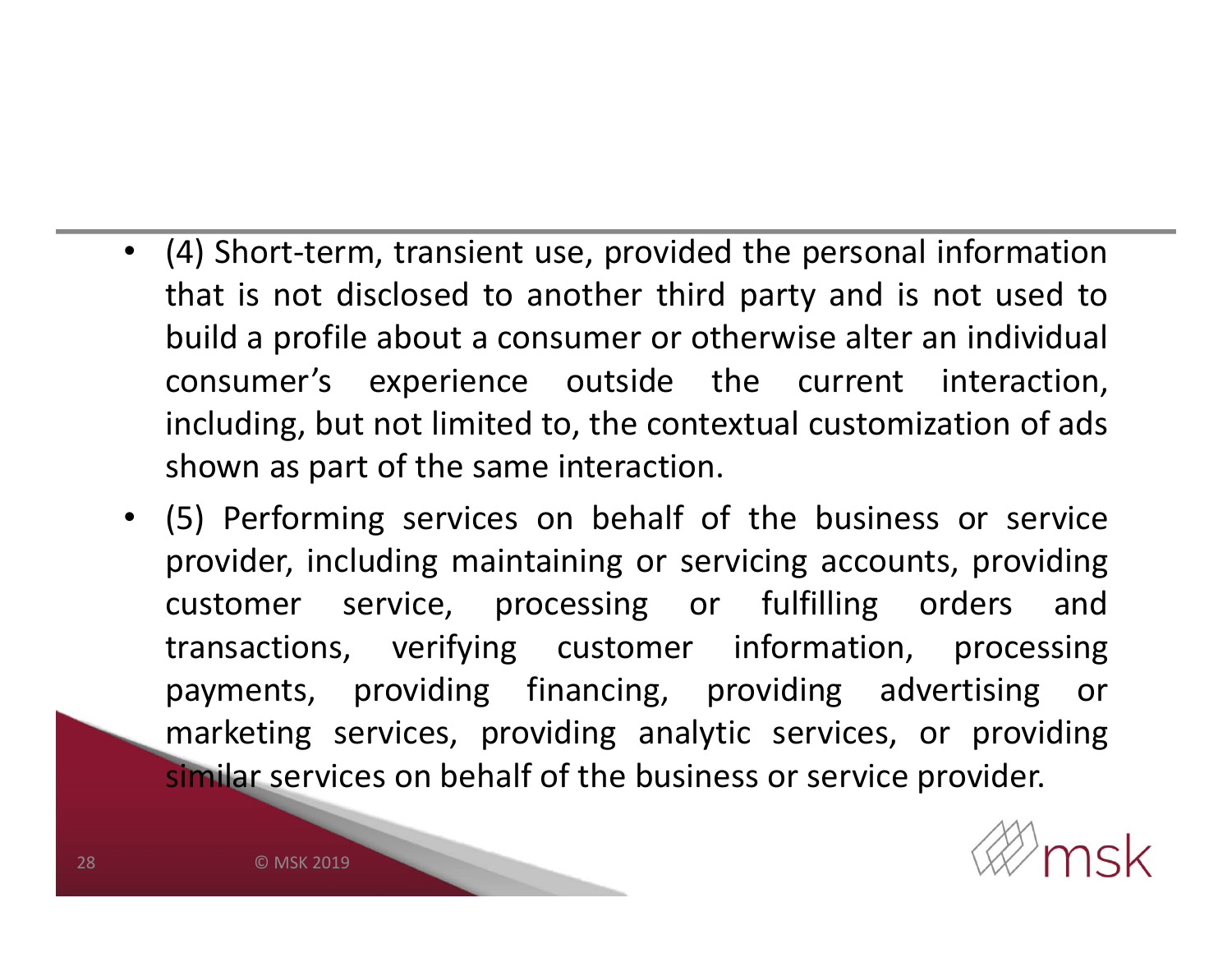- (4) Short-term, transient use, provided the personal information that is not disclosed to another third party and is not used to build a profile about a consumer or otherwise alter an individual consumer's experience outside the current interaction, including, but not limited to, the contextual customization of ads shown as part of the same interaction.
- (5) Performing services on behalf of the business or service provider, including maintaining or servicing accounts, providing customer service, processing or fulfilling orders and transactions, verifying customer information, processing payments, providing financing, providing advertising or marketing services, providing analytic services, or providing similar services on behalf of the business or service provider.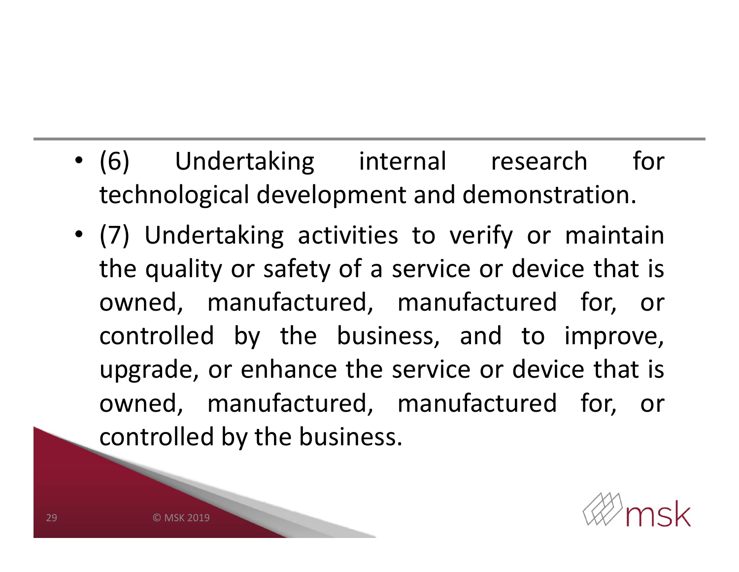- (6) Undertaking internal research for technological development and demonstration.
- (7) Undertaking activities to verify or maintain the quality or safety of a service or device that is owned, manufactured, manufactured for, or controlled by the business, and to improve, upgrade, or enhance the service or device that is owned, manufactured, manufactured for, or controlled by the business.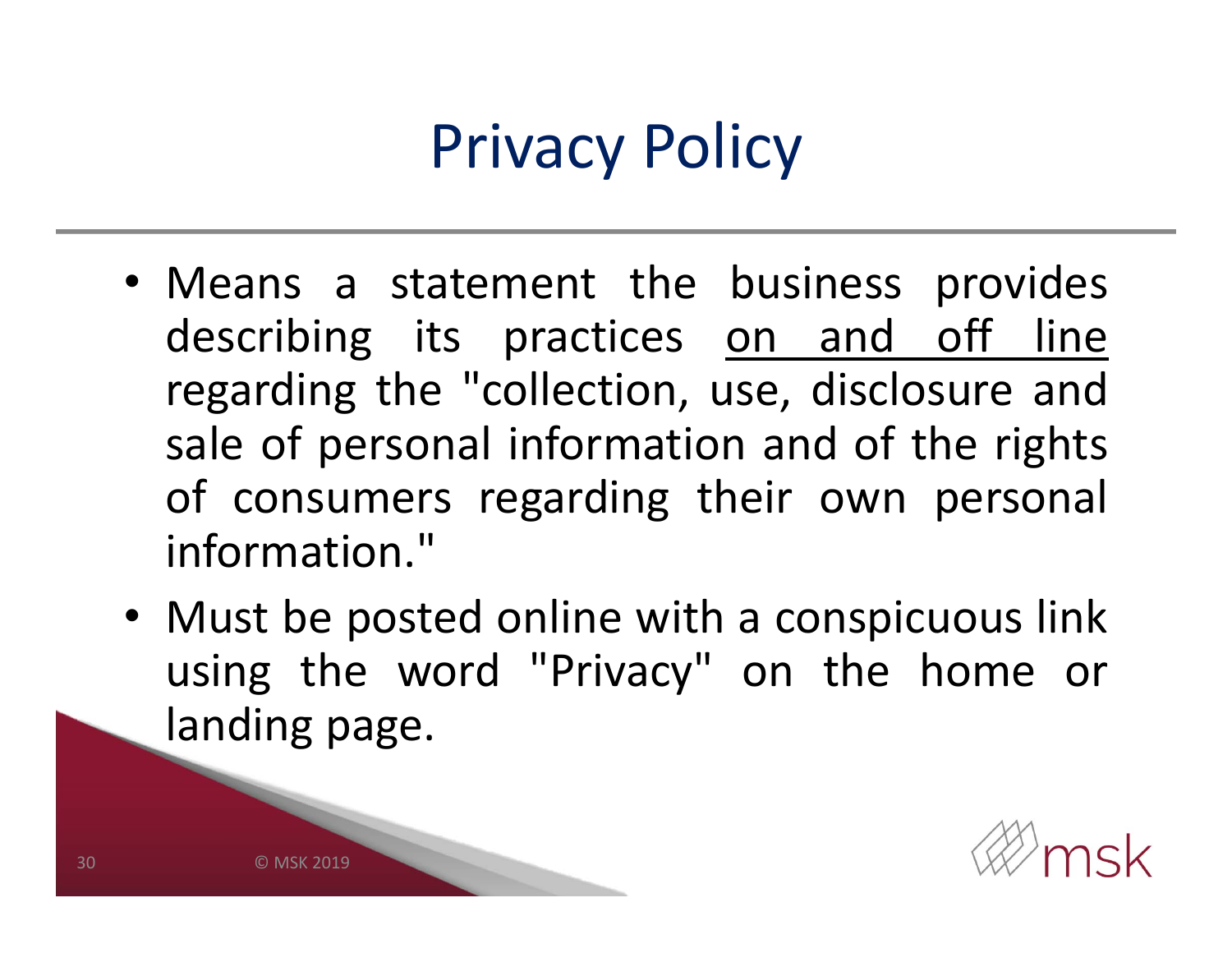# Privacy Policy

- Means a statement the business provides describing its practices <u>on and off line</u> regarding the "collection, use, disclosure and sale of personal information and of the rights of consumers regarding their own personal information."
- Must be posted online with a conspicuous link using the word "Privacy" on the home or landing page.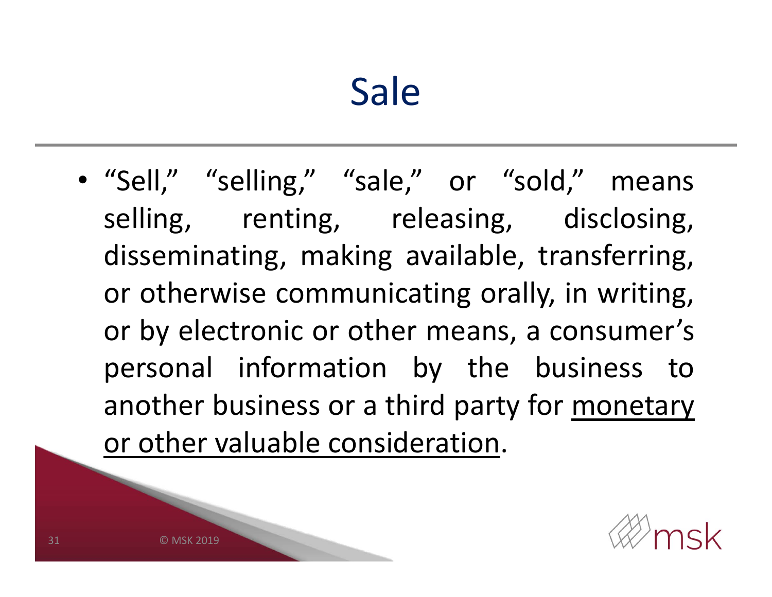# Sale

- "Sell," "selling," "sale," or "sold," means selling, renting, releasing, disclosing, disseminating, making available, transferring, or otherwise communicating orally, in writing, or by electronic or other means, a consumer's personal information by the business to another business or a third party for <u>monetary or other valuable consideration</u>.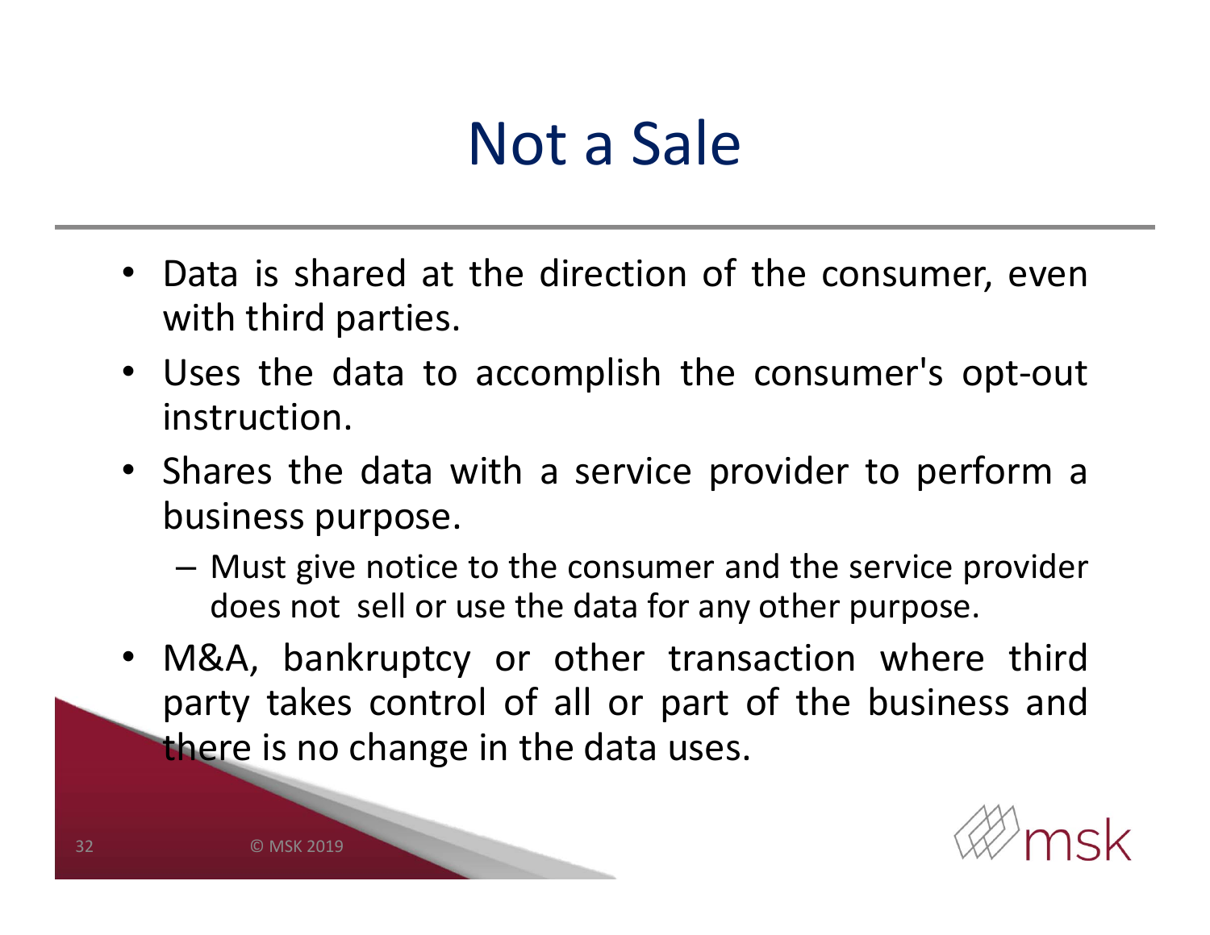# Not a Sale

- Data is shared at the direction of the consumer, even with third parties.
- Uses the data to accomplish the consumer's opt-out instruction.
- Shares the data with a service provider to perform a business purpose.
  - Must give notice to the consumer and the service provider does not sell or use the data for any other purpose.
- M&A, bankruptcy or other transaction where third party takes control of all or part of the business and there is no change in the data uses.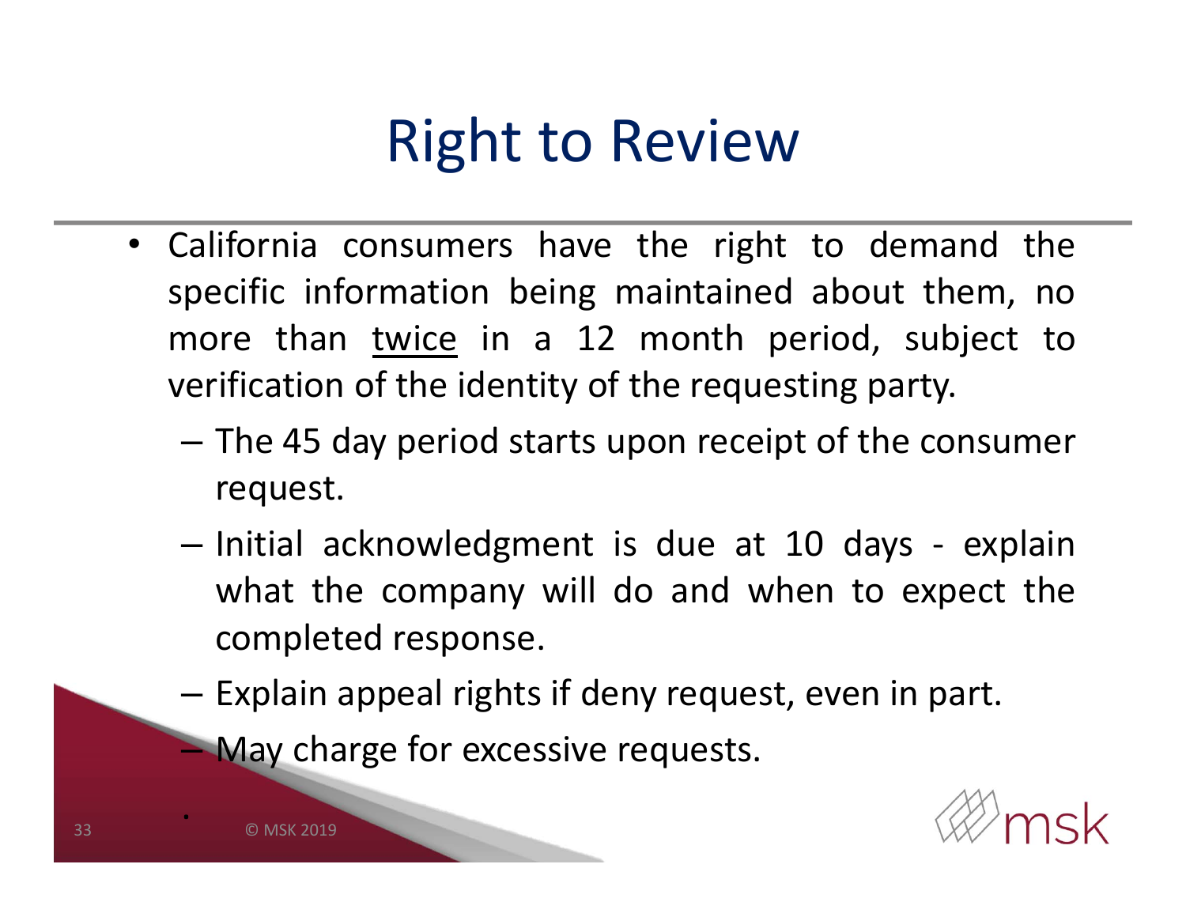# Right to Review

- California consumers have the right to demand the specific information being maintained about them, no more than <u>twice</u> in a 12 month period, subject to verification of the identity of the requesting party.
  - The 45 day period starts upon receipt of the consumer request.
  - Initial acknowledgment is due at 10 days - explain what the company will do and when to expect the completed response.
  - Explain appeal rights if deny request, even in part.
  - May charge for excessive requests.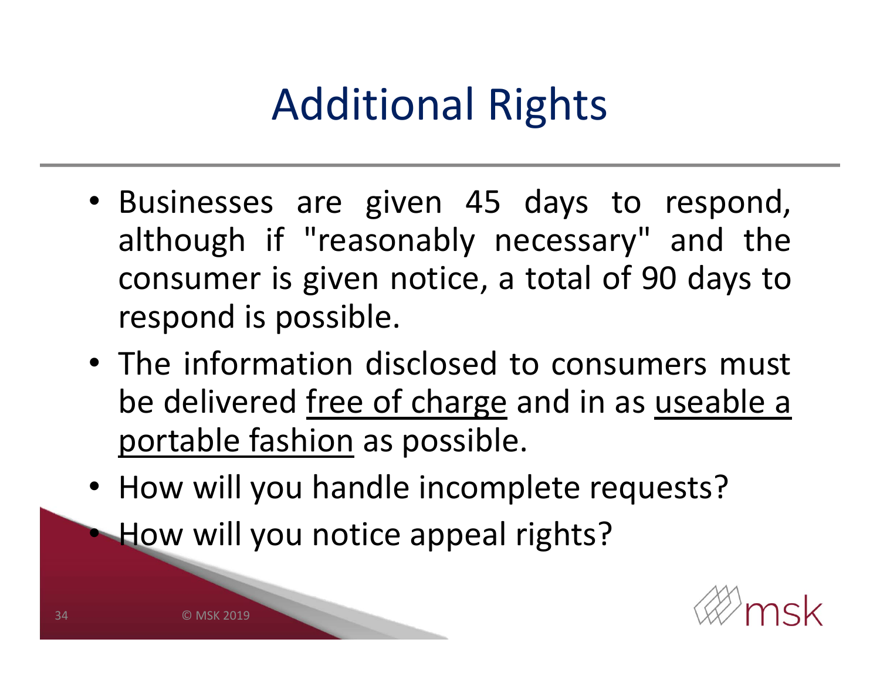# Additional Rights

- Businesses are given 45 days to respond, although if "reasonably necessary" and the consumer is given notice, a total of 90 days to respond is possible.
- The information disclosed to consumers must be delivered <u>free of charge</u> and in as <u>useable a portable fashion</u> as possible.
- How will you handle incomplete requests?
- How will you notice appeal rights?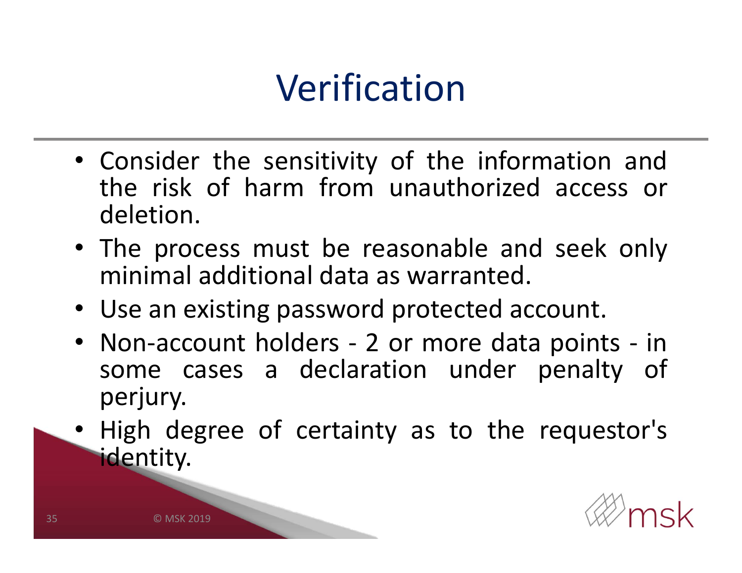# Verification

- Consider the sensitivity of the information and the risk of harm from unauthorized access or deletion.
- The process must be reasonable and seek only minimal additional data as warranted.
- Use an existing password protected account.
- Non-account holders - 2 or more data points - in some cases a declaration under penalty of perjury.
- High degree of certainty as to the requestor's identity.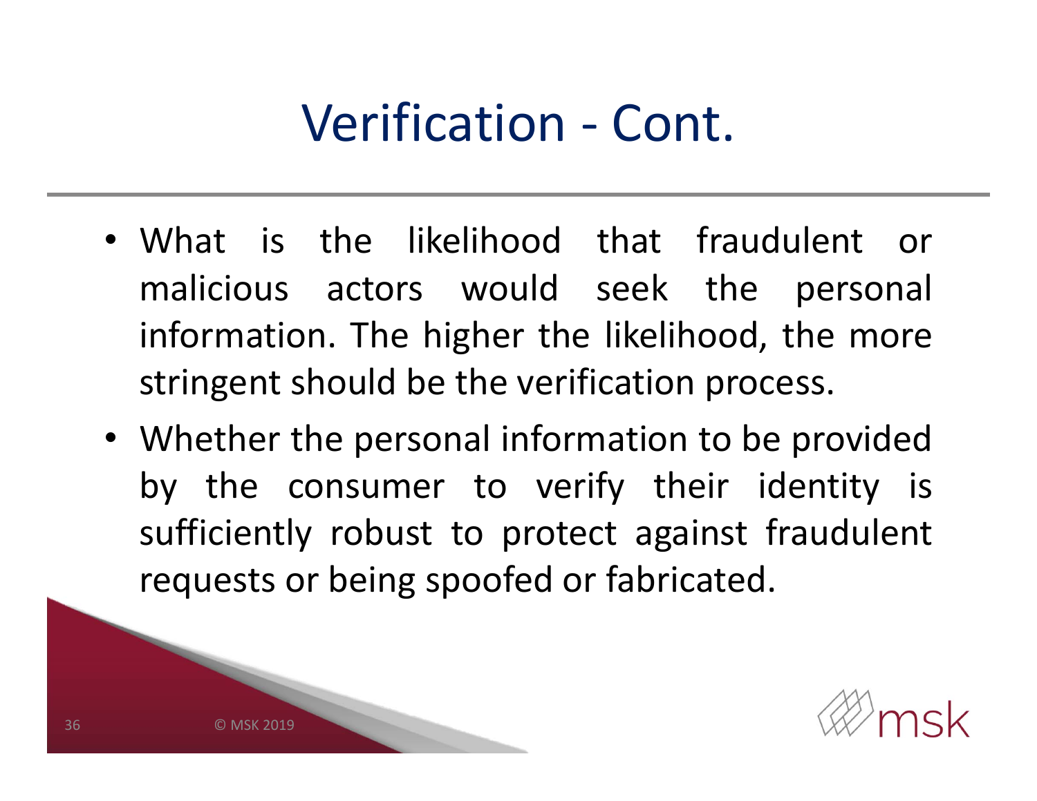# Verification - Cont.

- What is the likelihood that fraudulent or malicious actors would seek the personal information. The higher the likelihood, the more stringent should be the verification process.
- Whether the personal information to be provided by the consumer to verify their identity is sufficiently robust to protect against fraudulent requests or being spoofed or fabricated.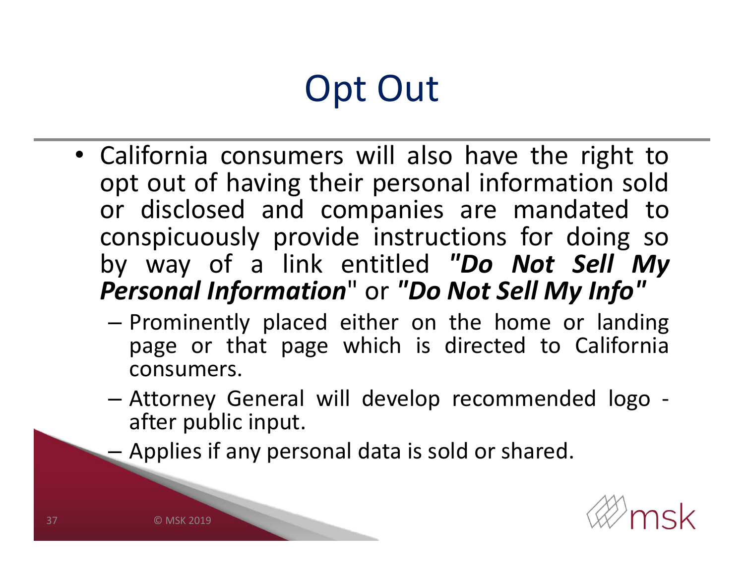# Opt Out

- California consumers will also have the right to opt out of having their personal information sold or disclosed and companies are mandated to conspicuously provide instructions for doing so by way of a link entitled ***"Do Not Sell My Personal Information***" or ***"Do Not Sell My Info"***
  - Prominently placed either on the home or landing page or that page which is directed to California consumers.
  - Attorney General will develop recommended logo - after public input.
  - Applies if any personal data is sold or shared.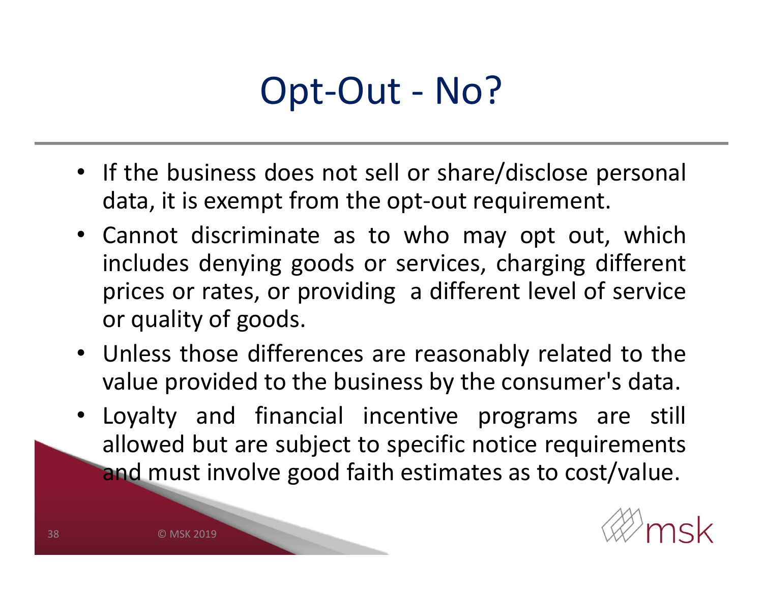# Opt-Out - No?

- If the business does not sell or share/disclose personal data, it is exempt from the opt-out requirement.
- Cannot discriminate as to who may opt out, which includes denying goods or services, charging different prices or rates, or providing a different level of service or quality of goods.
- Unless those differences are reasonably related to the value provided to the business by the consumer's data.
- Loyalty and financial incentive programs are still allowed but are subject to specific notice requirements and must involve good faith estimates as to cost/value.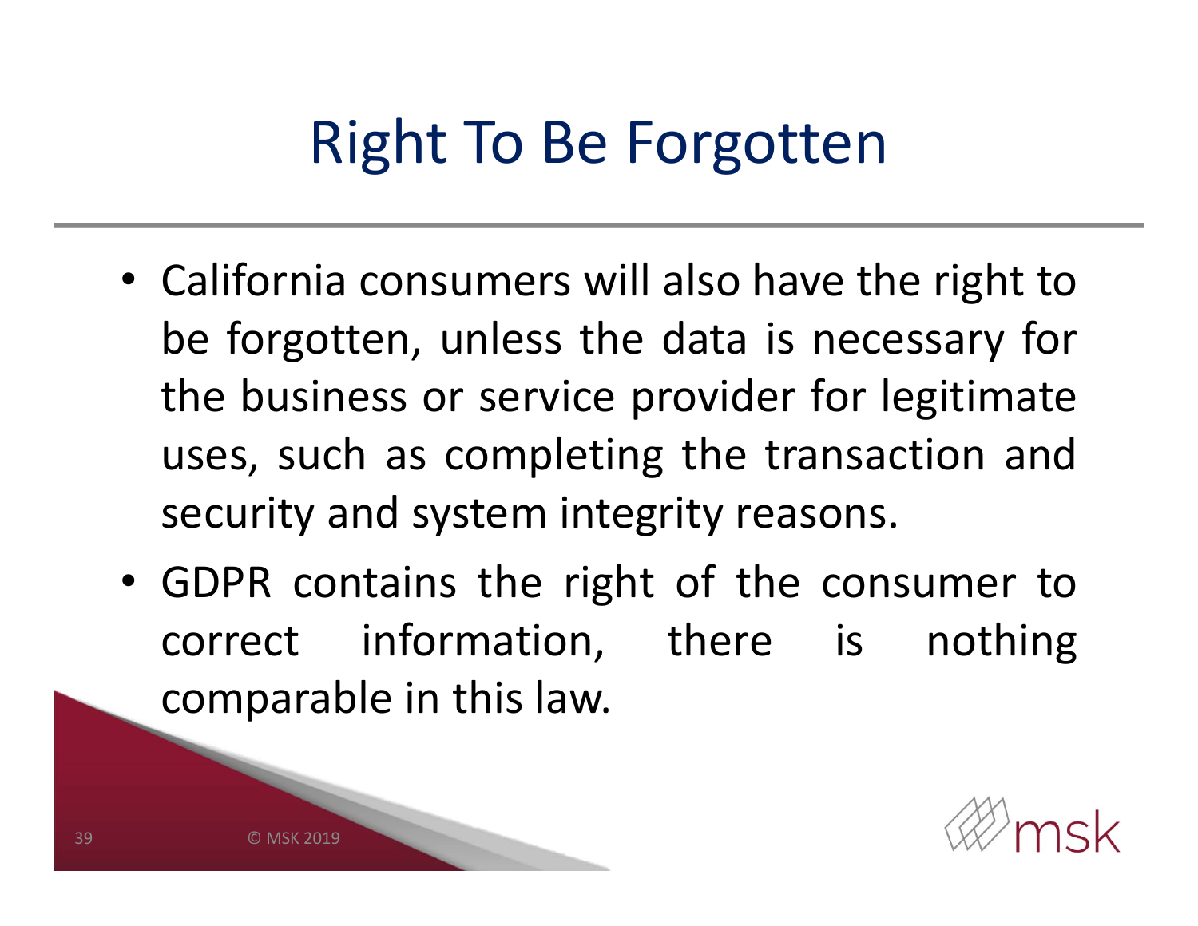# Right To Be Forgotten

- California consumers will also have the right to be forgotten, unless the data is necessary for the business or service provider for legitimate uses, such as completing the transaction and security and system integrity reasons.
- GDPR contains the right of the consumer to correct information, there is nothing comparable in this law.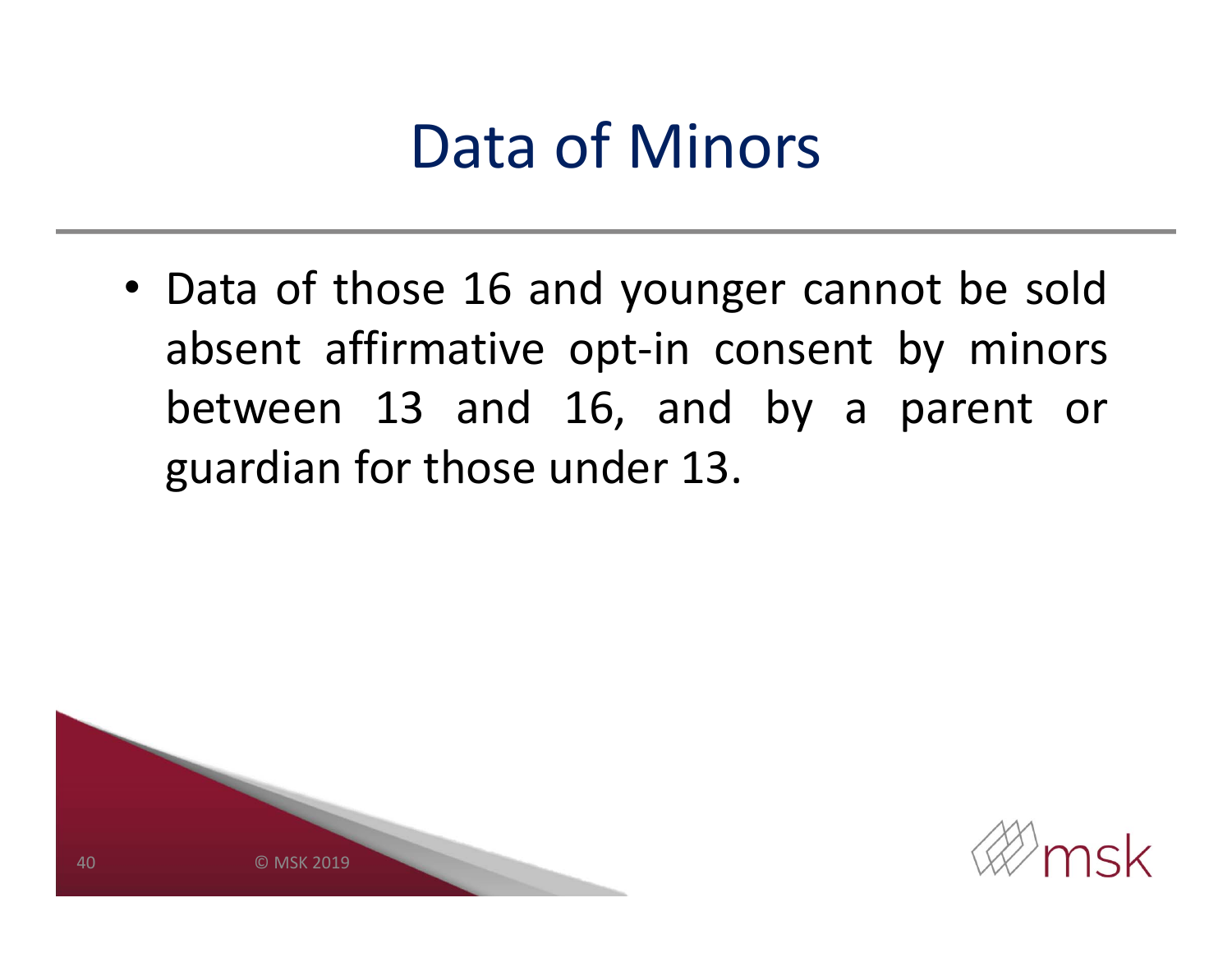# Data of Minors

- Data of those 16 and younger cannot be sold absent affirmative opt-in consent by minors between 13 and 16, and by a parent or guardian for those under 13.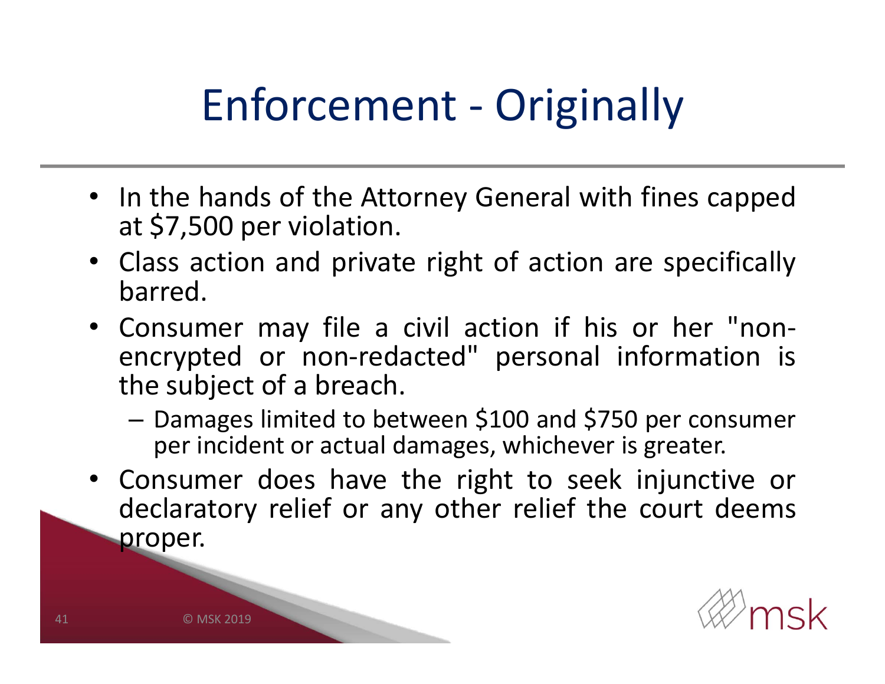# Enforcement - Originally

- In the hands of the Attorney General with fines capped at $7,500 per violation.
- Class action and private right of action are specifically barred.
- Consumer may file a civil action if his or her "non-encrypted or non-redacted" personal information is the subject of a breach.
  - Damages limited to between $100 and $750 per consumer per incident or actual damages, whichever is greater.
- Consumer does have the right to seek injunctive or declaratory relief or any other relief the court deems proper.

© MSK 2019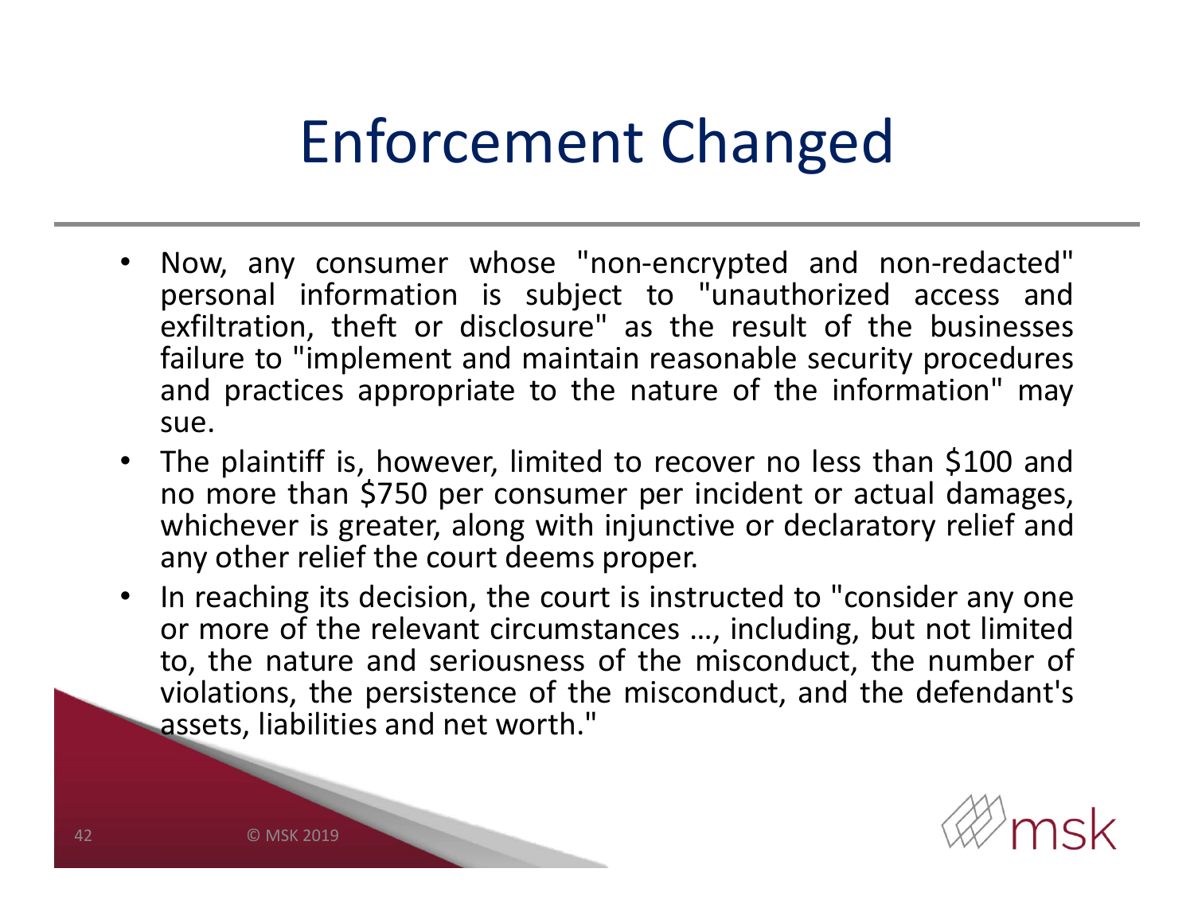# Enforcement Changed

- Now, any consumer whose "non-encrypted and non-redacted" personal information is subject to "unauthorized access and exfiltration, theft or disclosure" as the result of the businesses failure to "implement and maintain reasonable security procedures and practices appropriate to the nature of the information" may sue.
- The plaintiff is, however, limited to recover no less than $100 and no more than $750 per consumer per incident or actual damages, whichever is greater, along with injunctive or declaratory relief and any other relief the court deems proper.
- In reaching its decision, the court is instructed to "consider any one or more of the relevant circumstances …, including, but not limited to, the nature and seriousness of the misconduct, the number of violations, the persistence of the misconduct, and the defendant's assets, liabilities and net worth."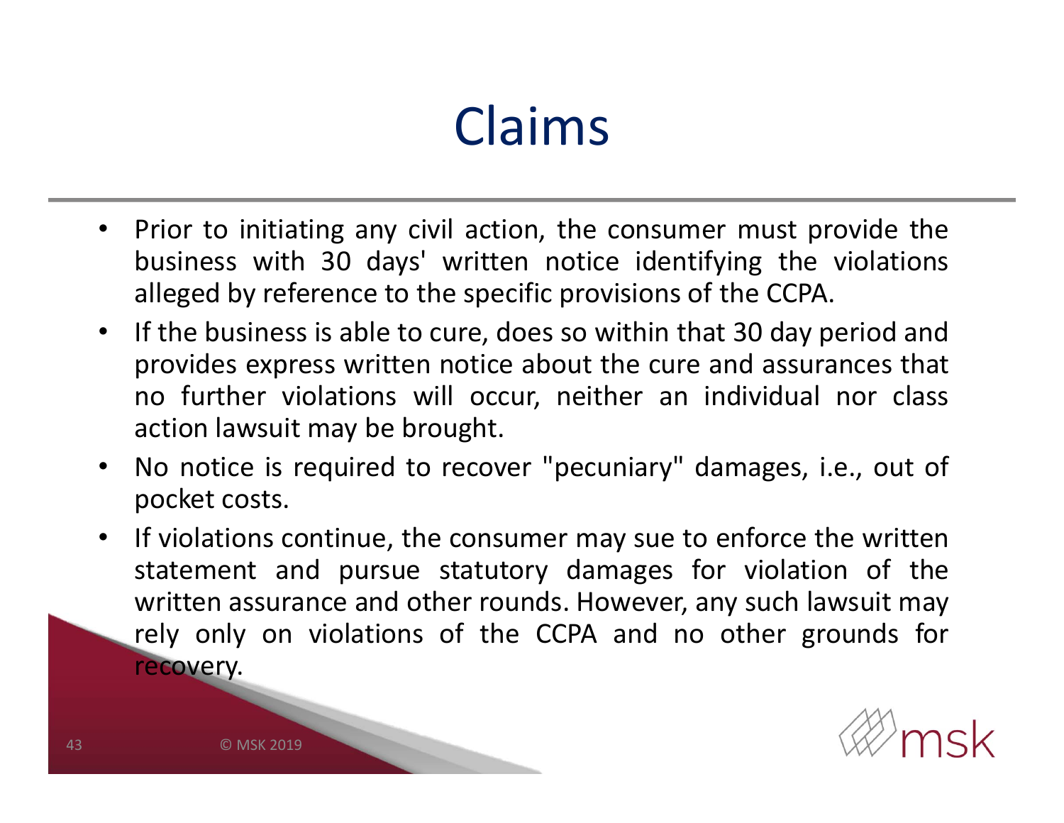# Claims

- Prior to initiating any civil action, the consumer must provide the business with 30 days' written notice identifying the violations alleged by reference to the specific provisions of the CCPA.
- If the business is able to cure, does so within that 30 day period and provides express written notice about the cure and assurances that no further violations will occur, neither an individual nor class action lawsuit may be brought.
- No notice is required to recover "pecuniary" damages, i.e., out of pocket costs.
- If violations continue, the consumer may sue to enforce the written statement and pursue statutory damages for violation of the written assurance and other rounds. However, any such lawsuit may rely only on violations of the CCPA and no other grounds for recovery.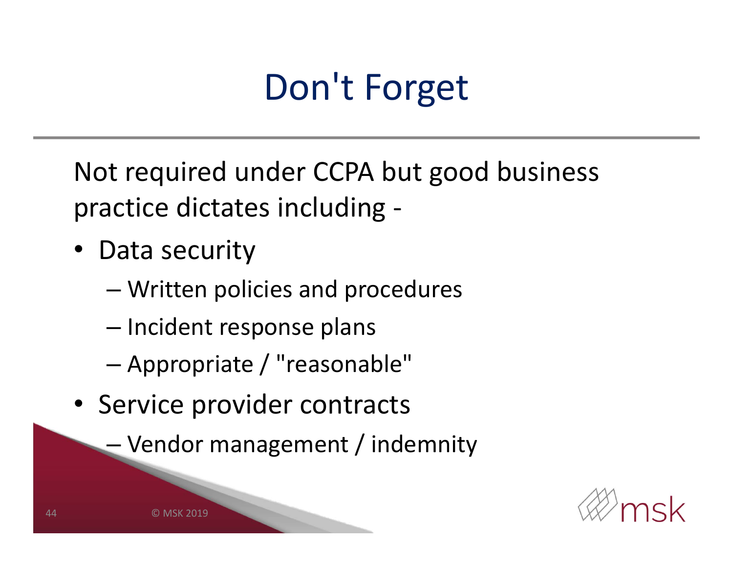# Don't Forget

Not required under CCPA but good business practice dictates including -

- Data security
  - Written policies and procedures
  - Incident response plans
  - Appropriate / "reasonable"
- Service provider contracts
  - Vendor management / indemnity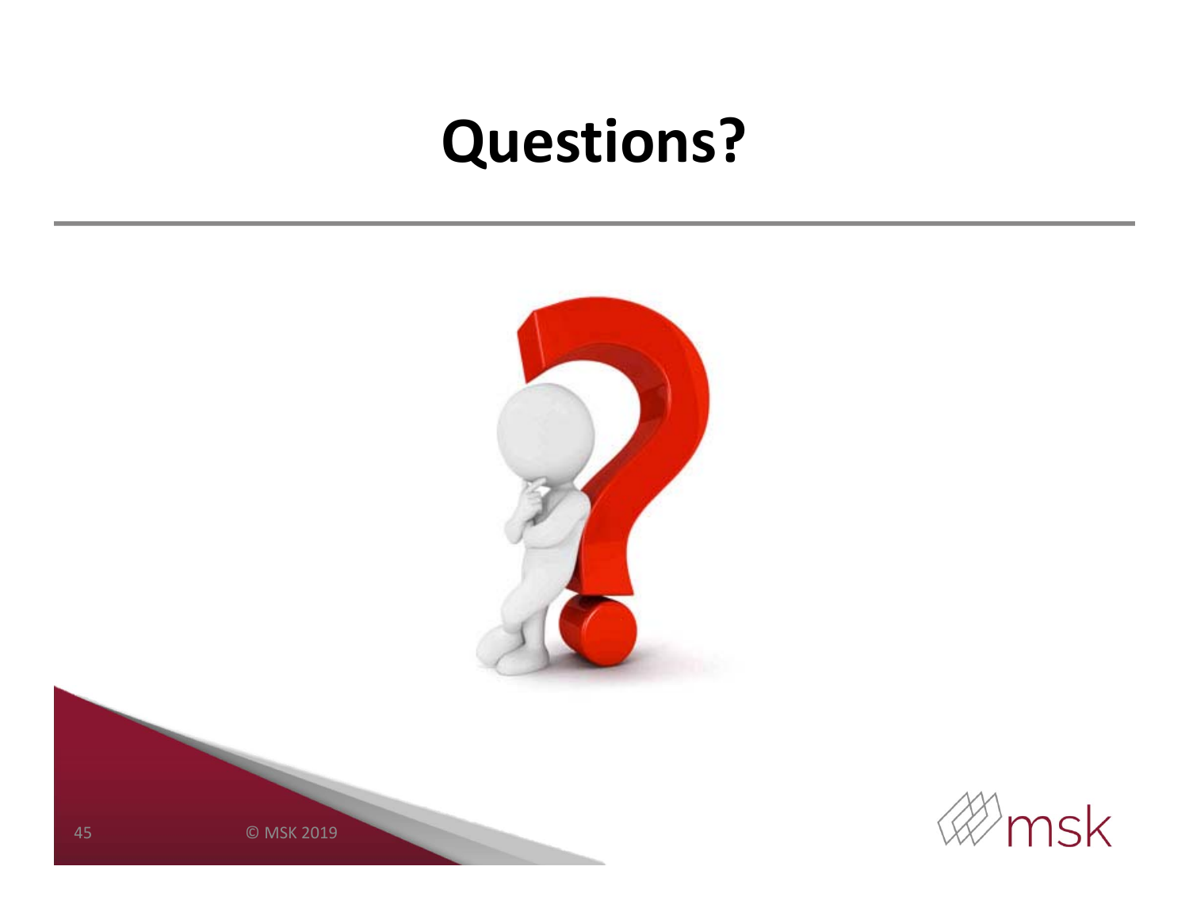# Questions?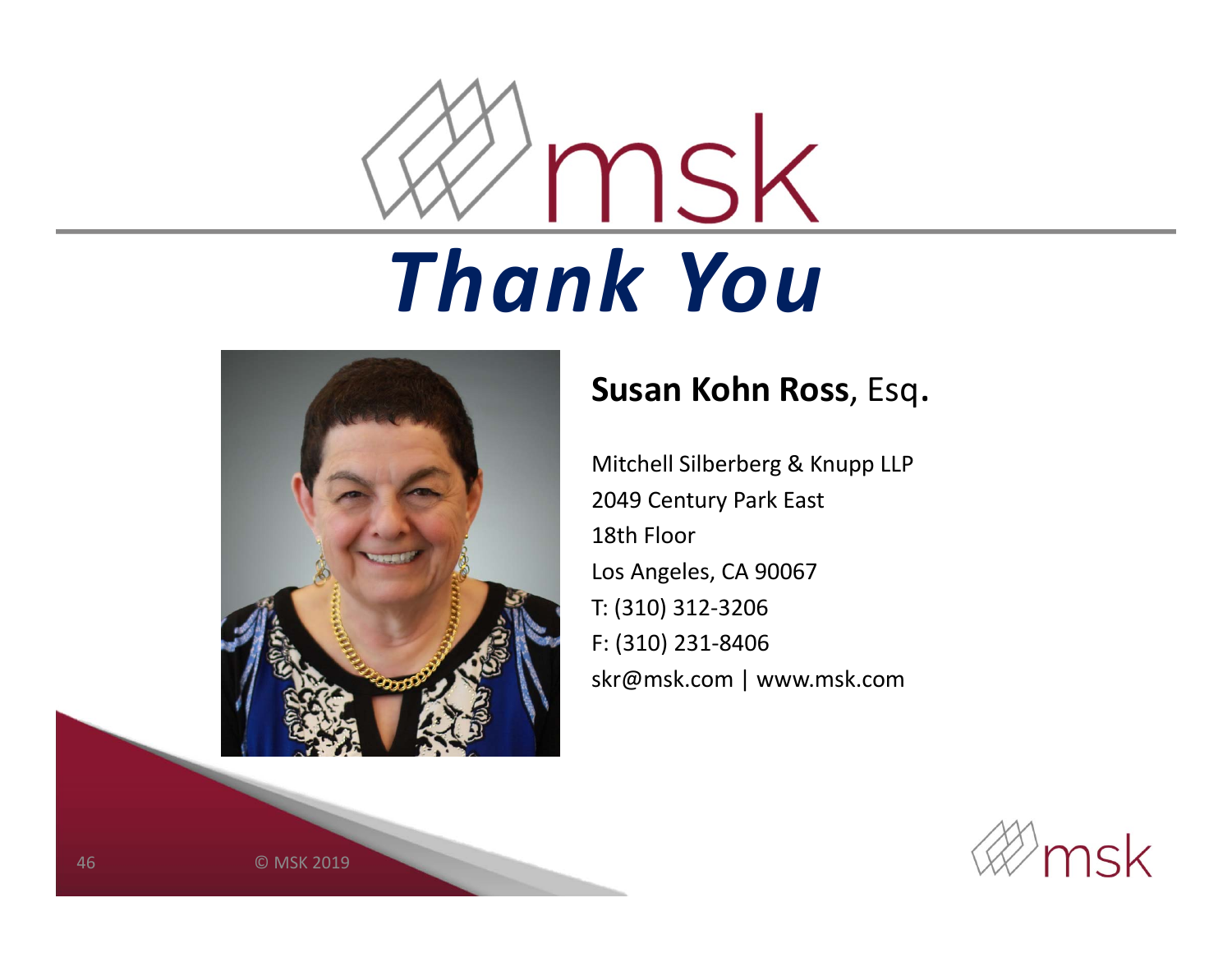# Thank You

**Susan Kohn Ross**, Esq.

Mitchell Silberberg & Knupp LLP
2049 Century Park East
18th Floor
Los Angeles, CA 90067
T: (310) 312-3206
F: (310) 231-8406
skr@msk.com | www.msk.com

© MSK 2019